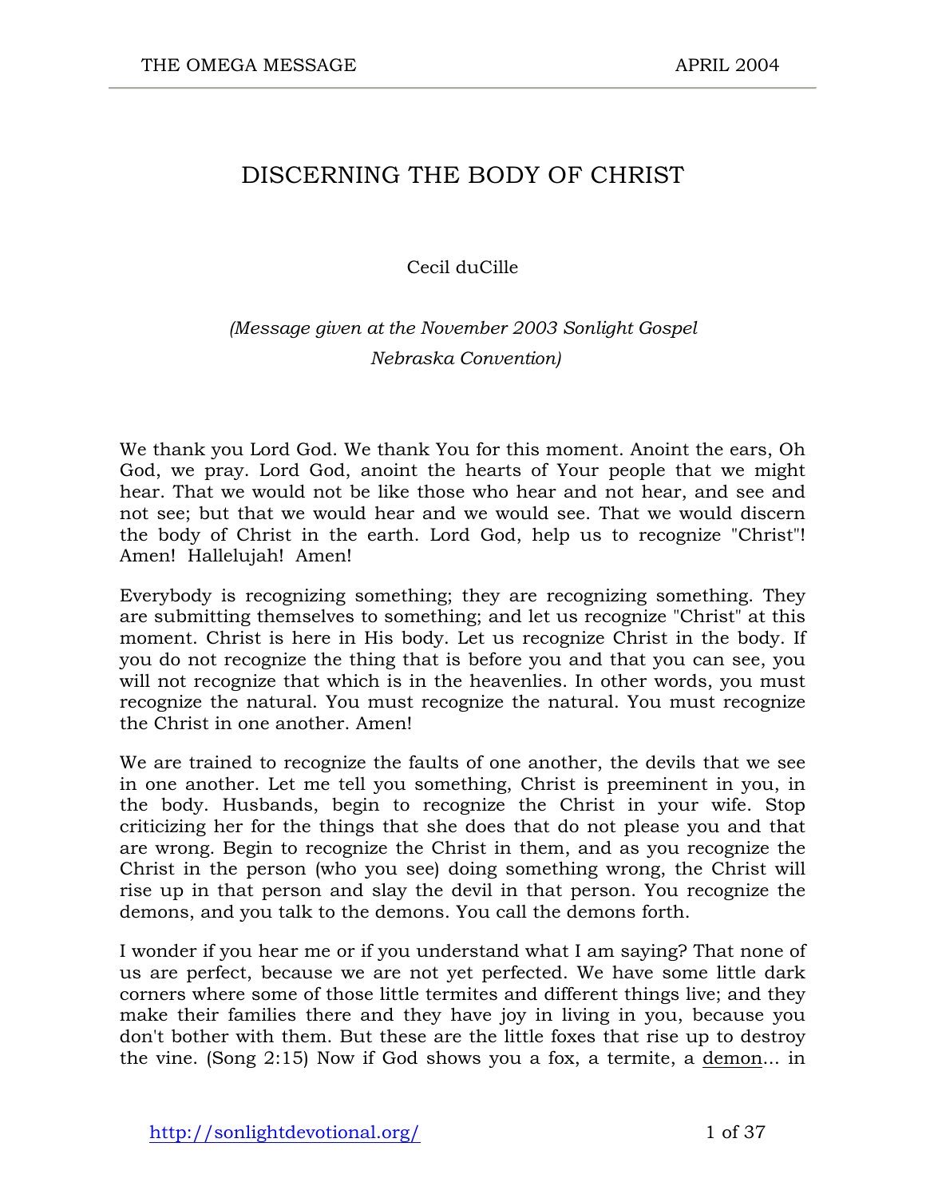# DISCERNING THE BODY OF CHRIST

Cecil duCille

*(Message given at the November 2003 Sonlight Gospel Nebraska Convention)*

We thank you Lord God. We thank You for this moment. Anoint the ears, Oh God, we pray. Lord God, anoint the hearts of Your people that we might hear. That we would not be like those who hear and not hear, and see and not see; but that we would hear and we would see. That we would discern the body of Christ in the earth. Lord God, help us to recognize "Christ"! Amen! Hallelujah! Amen!

Everybody is recognizing something; they are recognizing something. They are submitting themselves to something; and let us recognize "Christ" at this moment. Christ is here in His body. Let us recognize Christ in the body. If you do not recognize the thing that is before you and that you can see, you will not recognize that which is in the heavenlies. In other words, you must recognize the natural. You must recognize the natural. You must recognize the Christ in one another. Amen!

We are trained to recognize the faults of one another, the devils that we see in one another. Let me tell you something, Christ is preeminent in you, in the body. Husbands, begin to recognize the Christ in your wife. Stop criticizing her for the things that she does that do not please you and that are wrong. Begin to recognize the Christ in them, and as you recognize the Christ in the person (who you see) doing something wrong, the Christ will rise up in that person and slay the devil in that person. You recognize the demons, and you talk to the demons. You call the demons forth.

I wonder if you hear me or if you understand what I am saying? That none of us are perfect, because we are not yet perfected. We have some little dark corners where some of those little termites and different things live; and they make their families there and they have joy in living in you, because you don't bother with them. But these are the little foxes that rise up to destroy the vine. (Song 2:15) Now if God shows you a fox, a termite, a demon... in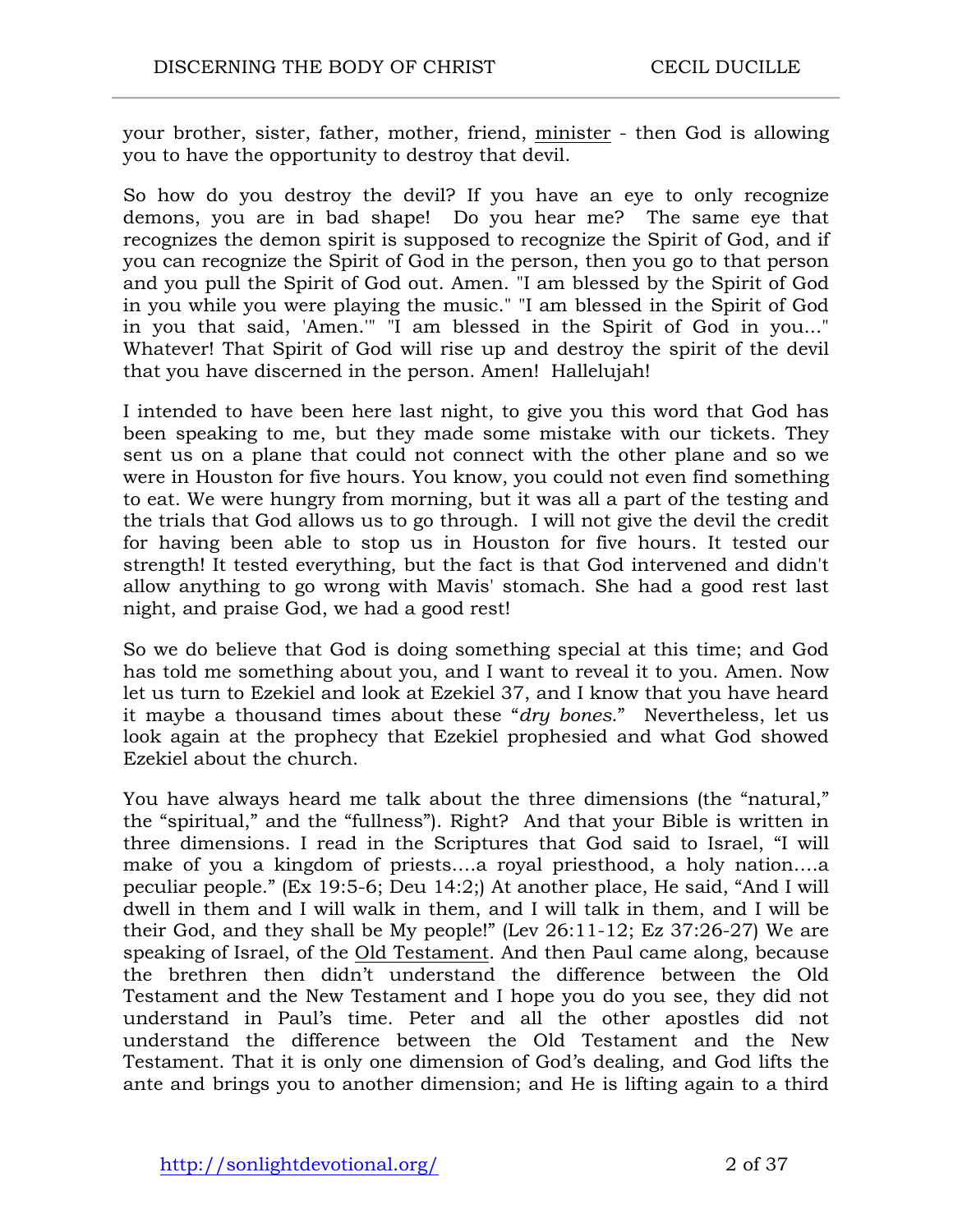your brother, sister, father, mother, friend, minister - then God is allowing you to have the opportunity to destroy that devil.

So how do you destroy the devil? If you have an eye to only recognize demons, you are in bad shape! Do you hear me? The same eye that recognizes the demon spirit is supposed to recognize the Spirit of God, and if you can recognize the Spirit of God in the person, then you go to that person and you pull the Spirit of God out. Amen. "I am blessed by the Spirit of God in you while you were playing the music." "I am blessed in the Spirit of God in you that said, 'Amen.'" "I am blessed in the Spirit of God in you..." Whatever! That Spirit of God will rise up and destroy the spirit of the devil that you have discerned in the person. Amen! Hallelujah!

I intended to have been here last night, to give you this word that God has been speaking to me, but they made some mistake with our tickets. They sent us on a plane that could not connect with the other plane and so we were in Houston for five hours. You know, you could not even find something to eat. We were hungry from morning, but it was all a part of the testing and the trials that God allows us to go through. I will not give the devil the credit for having been able to stop us in Houston for five hours. It tested our strength! It tested everything, but the fact is that God intervened and didn't allow anything to go wrong with Mavis' stomach. She had a good rest last night, and praise God, we had a good rest!

So we do believe that God is doing something special at this time; and God has told me something about you, and I want to reveal it to you. Amen. Now let us turn to Ezekiel and look at Ezekiel 37, and I know that you have heard it maybe a thousand times about these "*dry bones*." Nevertheless, let us look again at the prophecy that Ezekiel prophesied and what God showed Ezekiel about the church.

You have always heard me talk about the three dimensions (the "natural," the "spiritual," and the "fullness"). Right? And that your Bible is written in three dimensions. I read in the Scriptures that God said to Israel, "I will make of you a kingdom of priests….a royal priesthood, a holy nation….a peculiar people." (Ex 19:5-6; Deu 14:2;) At another place, He said, "And I will dwell in them and I will walk in them, and I will talk in them, and I will be their God, and they shall be My people!" (Lev 26:11-12; Ez 37:26-27) We are speaking of Israel, of the Old Testament. And then Paul came along, because the brethren then didn't understand the difference between the Old Testament and the New Testament and I hope you do you see, they did not understand in Paul's time. Peter and all the other apostles did not understand the difference between the Old Testament and the New Testament. That it is only one dimension of God's dealing, and God lifts the ante and brings you to another dimension; and He is lifting again to a third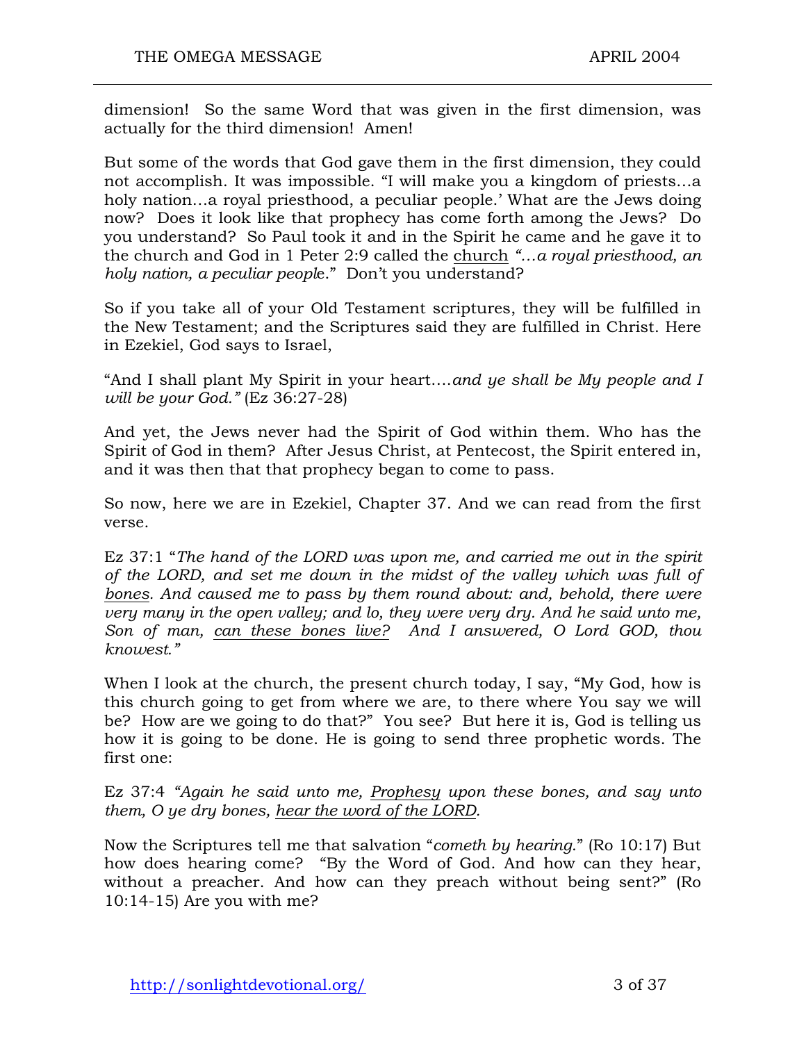dimension! So the same Word that was given in the first dimension, was actually for the third dimension! Amen!

But some of the words that God gave them in the first dimension, they could not accomplish. It was impossible. "I will make you a kingdom of priests…a holy nation…a royal priesthood, a peculiar people.' What are the Jews doing now? Does it look like that prophecy has come forth among the Jews? Do you understand? So Paul took it and in the Spirit he came and he gave it to the church and God in 1 Peter 2:9 called the church *"…a royal priesthood, an holy nation, a peculiar people*." Don't you understand?

So if you take all of your Old Testament scriptures, they will be fulfilled in the New Testament; and the Scriptures said they are fulfilled in Christ. Here in Ezekiel, God says to Israel,

"And I shall plant My Spirit in your heart….*and ye shall be My people and I will be your God."* (Ez 36:27-28)

And yet, the Jews never had the Spirit of God within them. Who has the Spirit of God in them? After Jesus Christ, at Pentecost, the Spirit entered in, and it was then that that prophecy began to come to pass.

So now, here we are in Ezekiel, Chapter 37. And we can read from the first verse.

Ez 37:1 "*The hand of the LORD was upon me, and carried me out in the spirit of the LORD, and set me down in the midst of the valley which was full of bones. And caused me to pass by them round about: and, behold, there were very many in the open valley; and lo, they were very dry. And he said unto me, Son of man, can these bones live? And I answered, O Lord GOD, thou knowest."*

When I look at the church, the present church today, I say, "My God, how is this church going to get from where we are, to there where You say we will be? How are we going to do that?" You see? But here it is, God is telling us how it is going to be done. He is going to send three prophetic words. The first one:

Ez 37:4 *"Again he said unto me, Prophesy upon these bones, and say unto them, O ye dry bones, hear the word of the LORD.*

Now the Scriptures tell me that salvation "*cometh by hearing*." (Ro 10:17) But how does hearing come? "By the Word of God. And how can they hear, without a preacher. And how can they preach without being sent?" (Ro 10:14-15) Are you with me?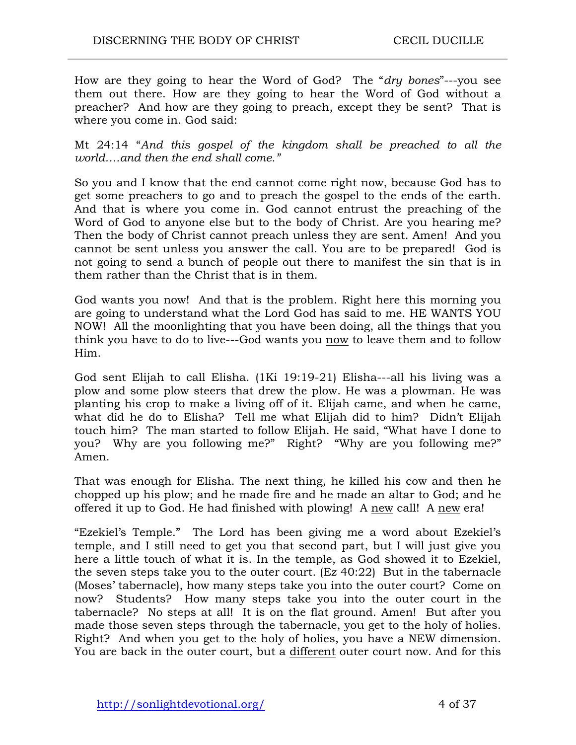How are they going to hear the Word of God? The "*dry bones*"---you see them out there. How are they going to hear the Word of God without a preacher? And how are they going to preach, except they be sent? That is where you come in. God said:

Mt 24:14 "*And this gospel of the kingdom shall be preached to all the world….and then the end shall come.*"

So you and I know that the end cannot come right now, because God has to get some preachers to go and to preach the gospel to the ends of the earth. And that is where you come in. God cannot entrust the preaching of the Word of God to anyone else but to the body of Christ. Are you hearing me? Then the body of Christ cannot preach unless they are sent. Amen! And you cannot be sent unless you answer the call. You are to be prepared! God is not going to send a bunch of people out there to manifest the sin that is in them rather than the Christ that is in them.

God wants you now! And that is the problem. Right here this morning you are going to understand what the Lord God has said to me. HE WANTS YOU NOW! All the moonlighting that you have been doing, all the things that you think you have to do to live---God wants you <u>now</u> to leave them and to follow Him.

God sent Elijah to call Elisha. (1Ki 19:19-21) Elisha---all his living was a plow and some plow steers that drew the plow. He was a plowman. He was planting his crop to make a living off of it. Elijah came, and when he came, what did he do to Elisha? Tell me what Elijah did to him? Didn't Elijah touch him? The man started to follow Elijah. He said, "What have I done to you? Why are you following me?" Right? "Why are you following me?" Amen.

That was enough for Elisha. The next thing, he killed his cow and then he chopped up his plow; and he made fire and he made an altar to God; and he offered it up to God. He had finished with plowing! A <u>new</u> call! A <u>new</u> era!

"Ezekiel's Temple." The Lord has been giving me a word about Ezekiel's temple, and I still need to get you that second part, but I will just give you here a little touch of what it is. In the temple, as God showed it to Ezekiel, the seven steps take you to the outer court. (Ez 40:22) But in the tabernacle (Moses' tabernacle), how many steps take you into the outer court? Come on now? Students? How many steps take you into the outer court in the tabernacle? No steps at all! It is on the flat ground. Amen! But after you made those seven steps through the tabernacle, you get to the holy of holies. Right? And when you get to the holy of holies, you have a NEW dimension. You are back in the outer court, but a <u>different</u> outer court now. And for this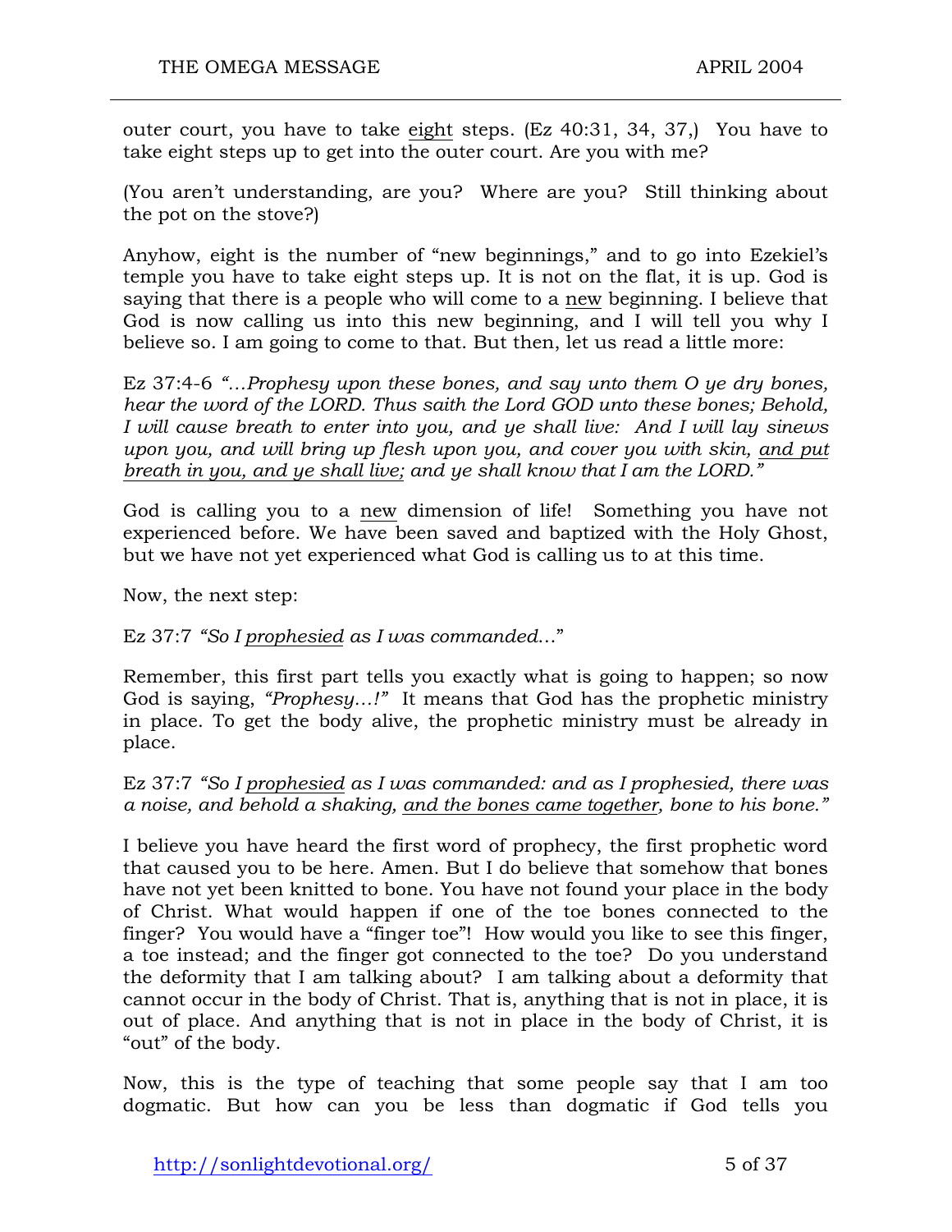outer court, you have to take <u>eight</u> steps. (Ez 40:31, 34, 37,) You have to take eight steps up to get into the outer court. Are you with me?

(You aren't understanding, are you? Where are you? Still thinking about the pot on the stove?)

Anyhow, eight is the number of "new beginnings," and to go into Ezekiel's temple you have to take eight steps up. It is not on the flat, it is up. God is saying that there is a people who will come to a <u>new</u> beginning. I believe that God is now calling us into this new beginning, and I will tell you why I believe so. I am going to come to that. But then, let us read a little more:

Ez 37:4-6 *"…Prophesy upon these bones, and say unto them O ye dry bones, hear the word of the LORD. Thus saith the Lord GOD unto these bones; Behold, I will cause breath to enter into you, and ye shall live: And I will lay sinews upon you, and will bring up flesh upon you, and cover you with skin, <u>and put breath in you, and ye shall live;</u> and ye shall know that I am the LORD."*

God is calling you to a <u>new</u> dimension of life! Something you have not experienced before. We have been saved and baptized with the Holy Ghost, but we have not yet experienced what God is calling us to at this time.

Now, the next step:

Ez 37:7 *"So I <u>prophesied</u> as I was commanded…"*

Remember, this first part tells you exactly what is going to happen; so now God is saying, *"Prophesy…!"* It means that God has the prophetic ministry in place. To get the body alive, the prophetic ministry must be already in place.

Ez 37:7 *"So I <u>prophesied</u> as I was commanded: and as I prophesied, there was a noise, and behold a shaking, <u>and the bones came together</u>, bone to his bone."*

I believe you have heard the first word of prophecy, the first prophetic word that caused you to be here. Amen. But I do believe that somehow that bones have not yet been knitted to bone. You have not found your place in the body of Christ. What would happen if one of the toe bones connected to the finger? You would have a "finger toe"! How would you like to see this finger, a toe instead; and the finger got connected to the toe? Do you understand the deformity that I am talking about? I am talking about a deformity that cannot occur in the body of Christ. That is, anything that is not in place, it is out of place. And anything that is not in place in the body of Christ, it is "out" of the body.

Now, this is the type of teaching that some people say that I am too dogmatic. But how can you be less than dogmatic if God tells you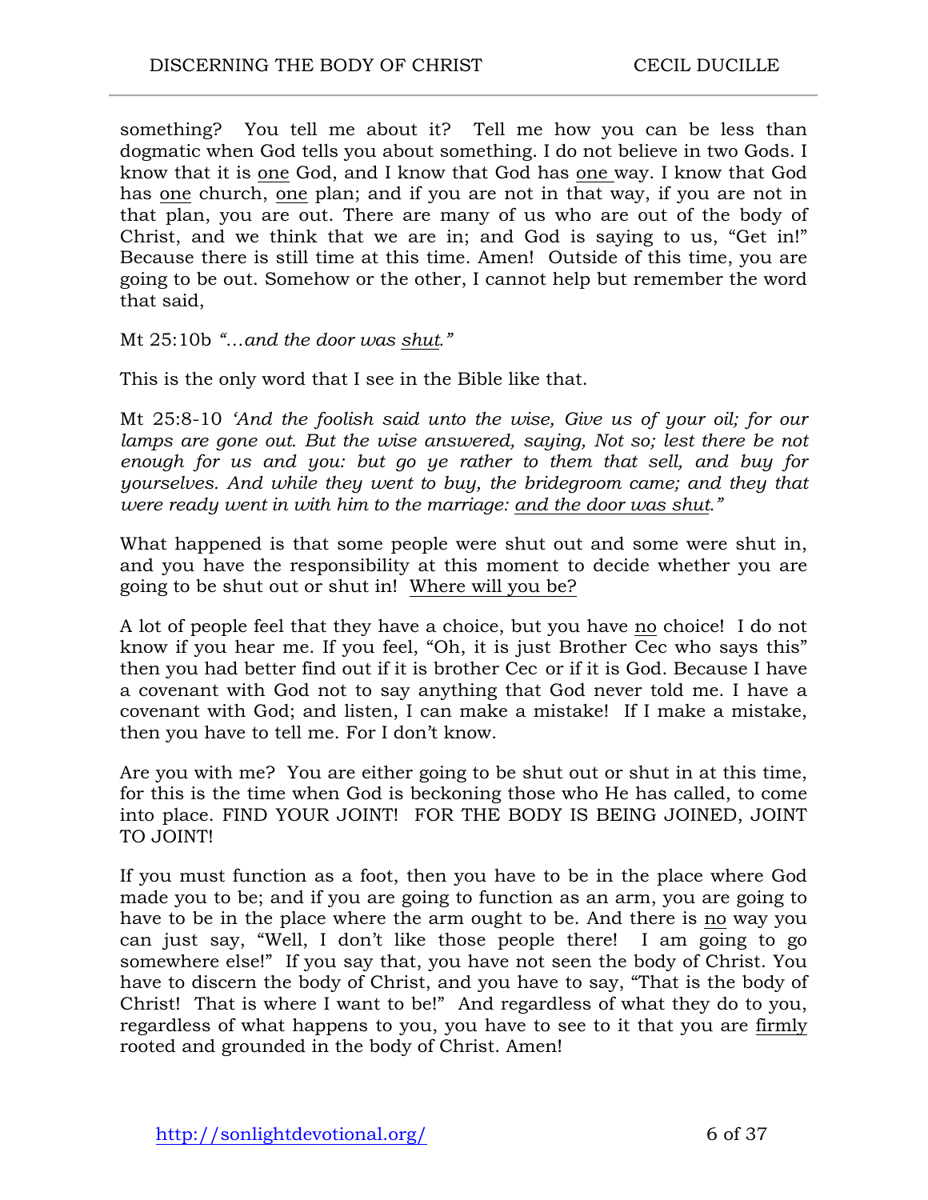something? You tell me about it? Tell me how you can be less than dogmatic when God tells you about something. I do not believe in two Gods. I know that it is <u>one</u> God, and I know that God has <u>one</u> way. I know that God has <u>one</u> church, <u>one</u> plan; and if you are not in that way, if you are not in that plan, you are out. There are many of us who are out of the body of Christ, and we think that we are in; and God is saying to us, "Get in!" Because there is still time at this time. Amen! Outside of this time, you are going to be out. Somehow or the other, I cannot help but remember the word that said,

Mt 25:10b *"…and the door was <u>shut</u>."*

This is the only word that I see in the Bible like that.

Mt 25:8-10 *'And the foolish said unto the wise, Give us of your oil; for our lamps are gone out. But the wise answered, saying, Not so; lest there be not enough for us and you: but go ye rather to them that sell, and buy for yourselves. And while they went to buy, the bridegroom came; and they that were ready went in with him to the marriage: <u>and the door was shut</u>."*

What happened is that some people were shut out and some were shut in, and you have the responsibility at this moment to decide whether you are going to be shut out or shut in! <u>Where will you be?</u>

A lot of people feel that they have a choice, but you have <u>no</u> choice! I do not know if you hear me. If you feel, "Oh, it is just Brother Cec who says this" then you had better find out if it is brother Cec or if it is God. Because I have a covenant with God not to say anything that God never told me. I have a covenant with God; and listen, I can make a mistake! If I make a mistake, then you have to tell me. For I don't know.

Are you with me? You are either going to be shut out or shut in at this time, for this is the time when God is beckoning those who He has called, to come into place. FIND YOUR JOINT! FOR THE BODY IS BEING JOINED, JOINT TO JOINT!

If you must function as a foot, then you have to be in the place where God made you to be; and if you are going to function as an arm, you are going to have to be in the place where the arm ought to be. And there is <u>no</u> way you can just say, "Well, I don't like those people there! I am going to go somewhere else!" If you say that, you have not seen the body of Christ. You have to discern the body of Christ, and you have to say, "That is the body of Christ! That is where I want to be!" And regardless of what they do to you, regardless of what happens to you, you have to see to it that you are <u>firmly</u> rooted and grounded in the body of Christ. Amen!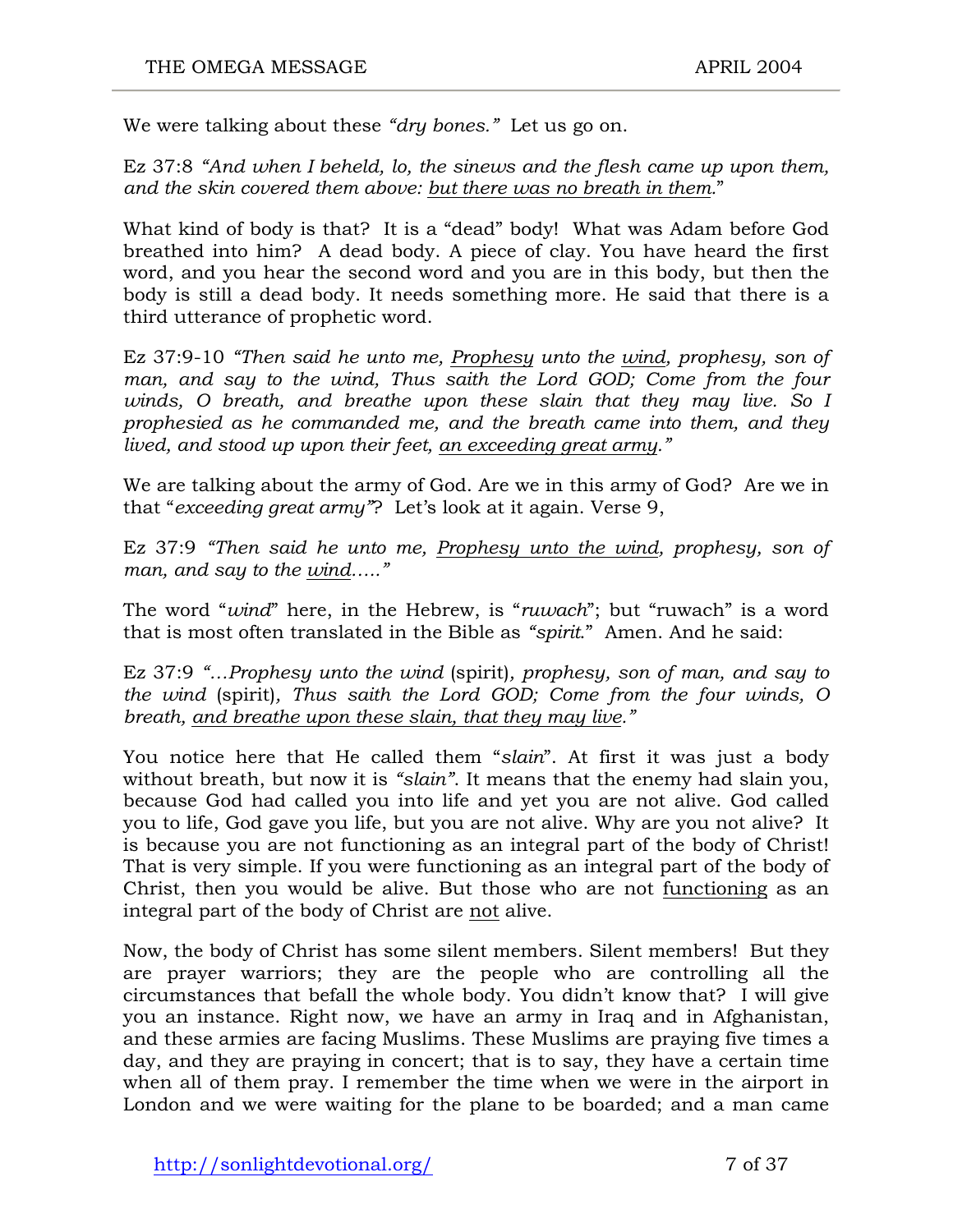We were talking about these *"dry bones."* Let us go on.

Ez 37:8 *"And when I beheld, lo, the sinews and the flesh came up upon them, and the skin covered them above: <u>but there was no breath in them</u>."*

What kind of body is that? It is a "dead" body! What was Adam before God breathed into him? A dead body. A piece of clay. You have heard the first word, and you hear the second word and you are in this body, but then the body is still a dead body. It needs something more. He said that there is a third utterance of prophetic word.

Ez 37:9-10 *"Then said he unto me, <u>Prophesy</u> unto the <u>wind</u>, prophesy, son of man, and say to the wind, Thus saith the Lord GOD; Come from the four winds, O breath, and breathe upon these slain that they may live. So I prophesied as he commanded me, and the breath came into them, and they lived, and stood up upon their feet, <u>an exceeding great army</u>."*

We are talking about the army of God. Are we in this army of God? Are we in that "*exceeding great army"*? Let's look at it again. Verse 9,

Ez 37:9 *"Then said he unto me, <u>Prophesy unto the wind</u>, prophesy, son of man, and say to the <u>wind</u>….."*

The word "*wind*" here, in the Hebrew, is "*ruwach*"; but "ruwach" is a word that is most often translated in the Bible as *"spirit*." Amen. And he said:

Ez 37:9 *"…Prophesy unto the wind* (spirit)*, prophesy, son of man, and say to the wind* (spirit)*, Thus saith the Lord GOD; Come from the four winds, O breath, <u>and breathe upon these slain, that they may live</u>."*

You notice here that He called them "*slain*". At first it was just a body without breath, but now it is *"slain"*. It means that the enemy had slain you, because God had called you into life and yet you are not alive. God called you to life, God gave you life, but you are not alive. Why are you not alive? It is because you are not functioning as an integral part of the body of Christ! That is very simple. If you were functioning as an integral part of the body of Christ, then you would be alive. But those who are not <u>functioning</u> as an integral part of the body of Christ are <u>not</u> alive.

Now, the body of Christ has some silent members. Silent members! But they are prayer warriors; they are the people who are controlling all the circumstances that befall the whole body. You didn't know that? I will give you an instance. Right now, we have an army in Iraq and in Afghanistan, and these armies are facing Muslims. These Muslims are praying five times a day, and they are praying in concert; that is to say, they have a certain time when all of them pray. I remember the time when we were in the airport in London and we were waiting for the plane to be boarded; and a man came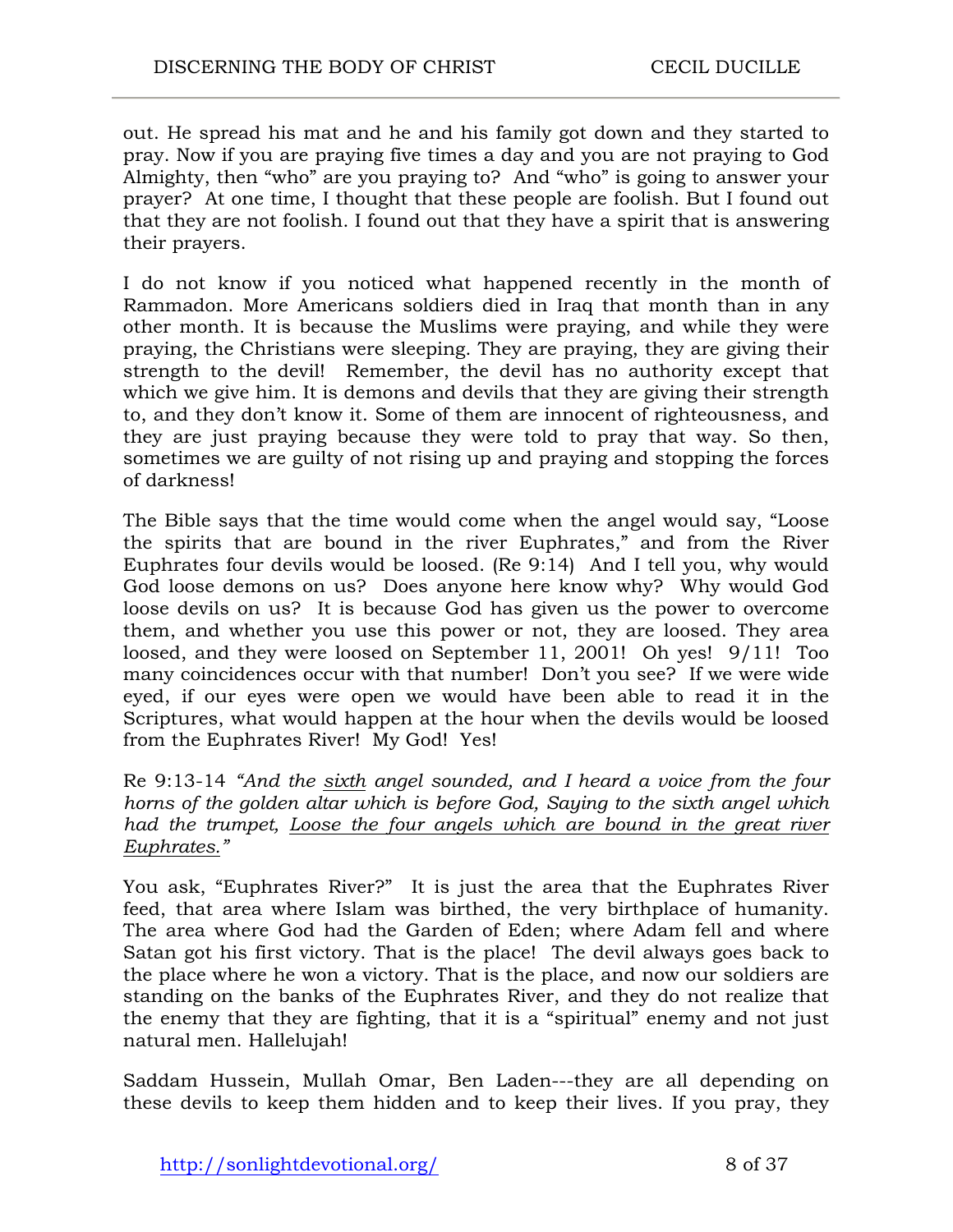out. He spread his mat and he and his family got down and they started to pray. Now if you are praying five times a day and you are not praying to God Almighty, then "who" are you praying to? And "who" is going to answer your prayer? At one time, I thought that these people are foolish. But I found out that they are not foolish. I found out that they have a spirit that is answering their prayers.

I do not know if you noticed what happened recently in the month of Rammadon. More Americans soldiers died in Iraq that month than in any other month. It is because the Muslims were praying, and while they were praying, the Christians were sleeping. They are praying, they are giving their strength to the devil! Remember, the devil has no authority except that which we give him. It is demons and devils that they are giving their strength to, and they don't know it. Some of them are innocent of righteousness, and they are just praying because they were told to pray that way. So then, sometimes we are guilty of not rising up and praying and stopping the forces of darkness!

The Bible says that the time would come when the angel would say, "Loose the spirits that are bound in the river Euphrates," and from the River Euphrates four devils would be loosed. (Re 9:14) And I tell you, why would God loose demons on us? Does anyone here know why? Why would God loose devils on us? It is because God has given us the power to overcome them, and whether you use this power or not, they are loosed. They area loosed, and they were loosed on September 11, 2001! Oh yes! 9/11! Too many coincidences occur with that number! Don't you see? If we were wide eyed, if our eyes were open we would have been able to read it in the Scriptures, what would happen at the hour when the devils would be loosed from the Euphrates River! My God! Yes!

Re 9:13-14 *"And the <u>sixth</u> angel sounded, and I heard a voice from the four horns of the golden altar which is before God, Saying to the sixth angel which had the trumpet, <u>Loose the four angels which are bound in the great river Euphrates.</u>"*

You ask, "Euphrates River?" It is just the area that the Euphrates River feed, that area where Islam was birthed, the very birthplace of humanity. The area where God had the Garden of Eden; where Adam fell and where Satan got his first victory. That is the place! The devil always goes back to the place where he won a victory. That is the place, and now our soldiers are standing on the banks of the Euphrates River, and they do not realize that the enemy that they are fighting, that it is a "spiritual" enemy and not just natural men. Hallelujah!

Saddam Hussein, Mullah Omar, Ben Laden---they are all depending on these devils to keep them hidden and to keep their lives. If you pray, they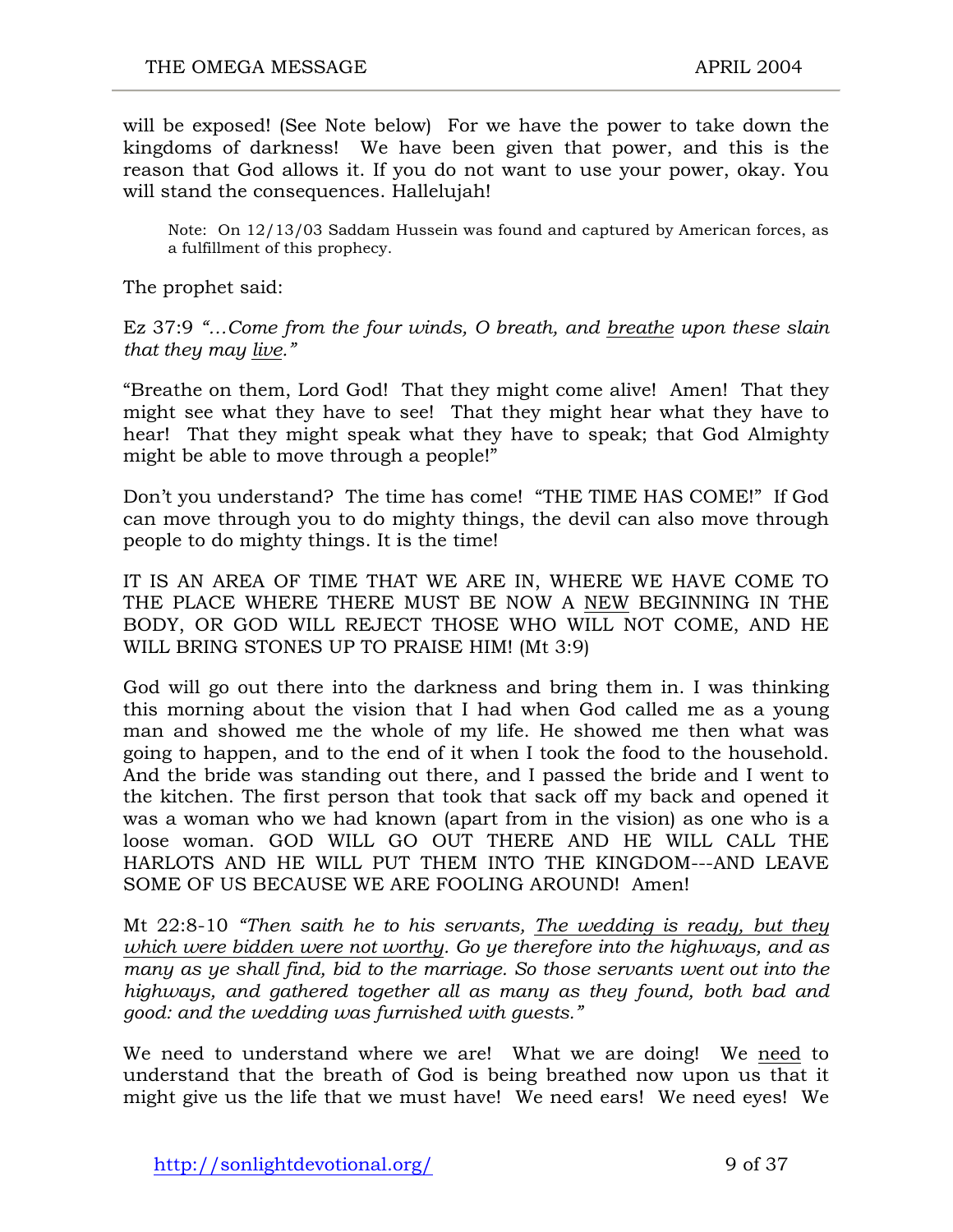will be exposed! (See Note below) For we have the power to take down the kingdoms of darkness! We have been given that power, and this is the reason that God allows it. If you do not want to use your power, okay. You will stand the consequences. Hallelujah!

> Note: On 12/13/03 Saddam Hussein was found and captured by American forces, as a fulfillment of this prophecy.

The prophet said:

Ez 37:9 *"…Come from the four winds, O breath, and <u>breathe</u> upon these slain that they may <u>live</u>."*

"Breathe on them, Lord God! That they might come alive! Amen! That they might see what they have to see! That they might hear what they have to hear! That they might speak what they have to speak; that God Almighty might be able to move through a people!"

Don't you understand? The time has come! "THE TIME HAS COME!" If God can move through you to do mighty things, the devil can also move through people to do mighty things. It is the time!

IT IS AN AREA OF TIME THAT WE ARE IN, WHERE WE HAVE COME TO THE PLACE WHERE THERE MUST BE NOW A <u>NEW</u> BEGINNING IN THE BODY, OR GOD WILL REJECT THOSE WHO WILL NOT COME, AND HE WILL BRING STONES UP TO PRAISE HIM! (Mt 3:9)

God will go out there into the darkness and bring them in. I was thinking this morning about the vision that I had when God called me as a young man and showed me the whole of my life. He showed me then what was going to happen, and to the end of it when I took the food to the household. And the bride was standing out there, and I passed the bride and I went to the kitchen. The first person that took that sack off my back and opened it was a woman who we had known (apart from in the vision) as one who is a loose woman. GOD WILL GO OUT THERE AND HE WILL CALL THE HARLOTS AND HE WILL PUT THEM INTO THE KINGDOM---AND LEAVE SOME OF US BECAUSE WE ARE FOOLING AROUND! Amen!

Mt 22:8-10 *"Then saith he to his servants, <u>The wedding is ready, but they which were bidden were not worthy</u>. Go ye therefore into the highways, and as many as ye shall find, bid to the marriage. So those servants went out into the highways, and gathered together all as many as they found, both bad and good: and the wedding was furnished with guests."*

We need to understand where we are! What we are doing! We <u>need</u> to understand that the breath of God is being breathed now upon us that it might give us the life that we must have! We need ears! We need eyes! We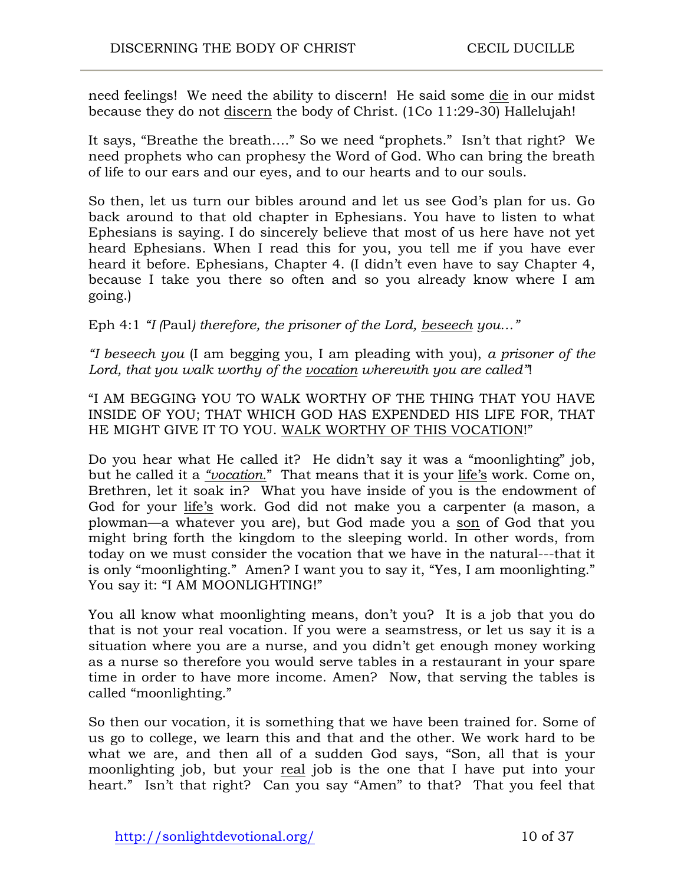need feelings! We need the ability to discern! He said some <u>die</u> in our midst because they do not <u>discern</u> the body of Christ. (1Co 11:29-30) Hallelujah!

It says, "Breathe the breath…." So we need "prophets." Isn't that right? We need prophets who can prophesy the Word of God. Who can bring the breath of life to our ears and our eyes, and to our hearts and to our souls.

So then, let us turn our bibles around and let us see God's plan for us. Go back around to that old chapter in Ephesians. You have to listen to what Ephesians is saying. I do sincerely believe that most of us here have not yet heard Ephesians. When I read this for you, you tell me if you have ever heard it before. Ephesians, Chapter 4. (I didn't even have to say Chapter 4, because I take you there so often and so you already know where I am going.)

Eph 4:1 *"I (*Paul*) therefore, the prisoner of the Lord, <u>beseech</u> you…"*

*"I beseech you* (I am begging you, I am pleading with you), *a prisoner of the Lord, that you walk worthy of the <u>vocation</u> wherewith you are called"*!

"I AM BEGGING YOU TO WALK WORTHY OF THE THING THAT YOU HAVE INSIDE OF YOU; THAT WHICH GOD HAS EXPENDED HIS LIFE FOR, THAT HE MIGHT GIVE IT TO YOU. <u>WALK WORTHY OF THIS VOCATION</u>!"

Do you hear what He called it? He didn't say it was a "moonlighting" job, but he called it a *<u>"vocation."</u>* That means that it is your <u>life's</u> work. Come on, Brethren, let it soak in? What you have inside of you is the endowment of God for your <u>life's</u> work. God did not make you a carpenter (a mason, a plowman—a whatever you are), but God made you a <u>son</u> of God that you might bring forth the kingdom to the sleeping world. In other words, from today on we must consider the vocation that we have in the natural---that it is only "moonlighting." Amen? I want you to say it, "Yes, I am moonlighting." You say it: "I AM MOONLIGHTING!"

You all know what moonlighting means, don't you? It is a job that you do that is not your real vocation. If you were a seamstress, or let us say it is a situation where you are a nurse, and you didn't get enough money working as a nurse so therefore you would serve tables in a restaurant in your spare time in order to have more income. Amen? Now, that serving the tables is called "moonlighting."

So then our vocation, it is something that we have been trained for. Some of us go to college, we learn this and that and the other. We work hard to be what we are, and then all of a sudden God says, "Son, all that is your moonlighting job, but your <u>real</u> job is the one that I have put into your heart." Isn't that right? Can you say "Amen" to that? That you feel that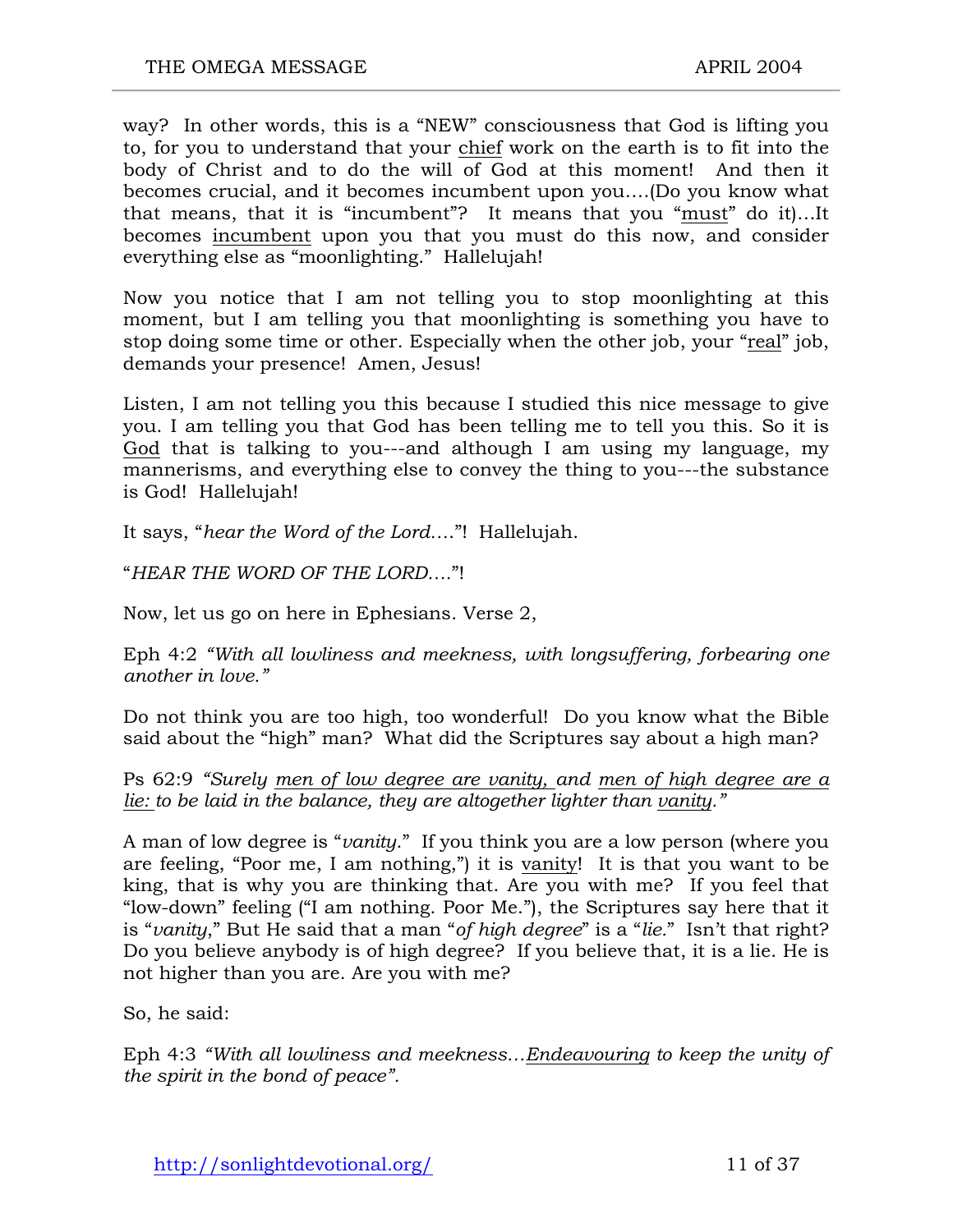way? In other words, this is a "NEW" consciousness that God is lifting you to, for you to understand that your <u>chief</u> work on the earth is to fit into the body of Christ and to do the will of God at this moment! And then it becomes crucial, and it becomes incumbent upon you….(Do you know what that means, that it is "incumbent"? It means that you "<u>must</u>" do it)…It becomes <u>incumbent</u> upon you that you must do this now, and consider everything else as "moonlighting." Hallelujah!

Now you notice that I am not telling you to stop moonlighting at this moment, but I am telling you that moonlighting is something you have to stop doing some time or other. Especially when the other job, your "<u>real</u>" job, demands your presence! Amen, Jesus!

Listen, I am not telling you this because I studied this nice message to give you. I am telling you that God has been telling me to tell you this. So it is <u>God</u> that is talking to you---and although I am using my language, my mannerisms, and everything else to convey the thing to you---the substance is God! Hallelujah!

It says, "*hear the Word of the Lord….*"! Hallelujah.

"*HEAR THE WORD OF THE LORD….*"!

Now, let us go on here in Ephesians. Verse 2,

Eph 4:2 *"With all lowliness and meekness, with longsuffering, forbearing one another in love."*

Do not think you are too high, too wonderful! Do you know what the Bible said about the "high" man? What did the Scriptures say about a high man?

Ps 62:9 *"Surely <u>men of low degree are vanity,</u> and <u>men of high degree are a lie:</u> to be laid in the balance, they are altogether lighter than <u>vanity</u>."*

A man of low degree is "*vanity*." If you think you are a low person (where you are feeling, "Poor me, I am nothing,") it is <u>vanity</u>! It is that you want to be king, that is why you are thinking that. Are you with me? If you feel that "low-down" feeling ("I am nothing. Poor Me."), the Scriptures say here that it is "*vanity*," But He said that a man "*of high degree*" is a "*lie*." Isn't that right? Do you believe anybody is of high degree? If you believe that, it is a lie. He is not higher than you are. Are you with me?

So, he said:

Eph 4:3 *"With all lowliness and meekness…<u>Endeavouring</u> to keep the unity of the spirit in the bond of peace".*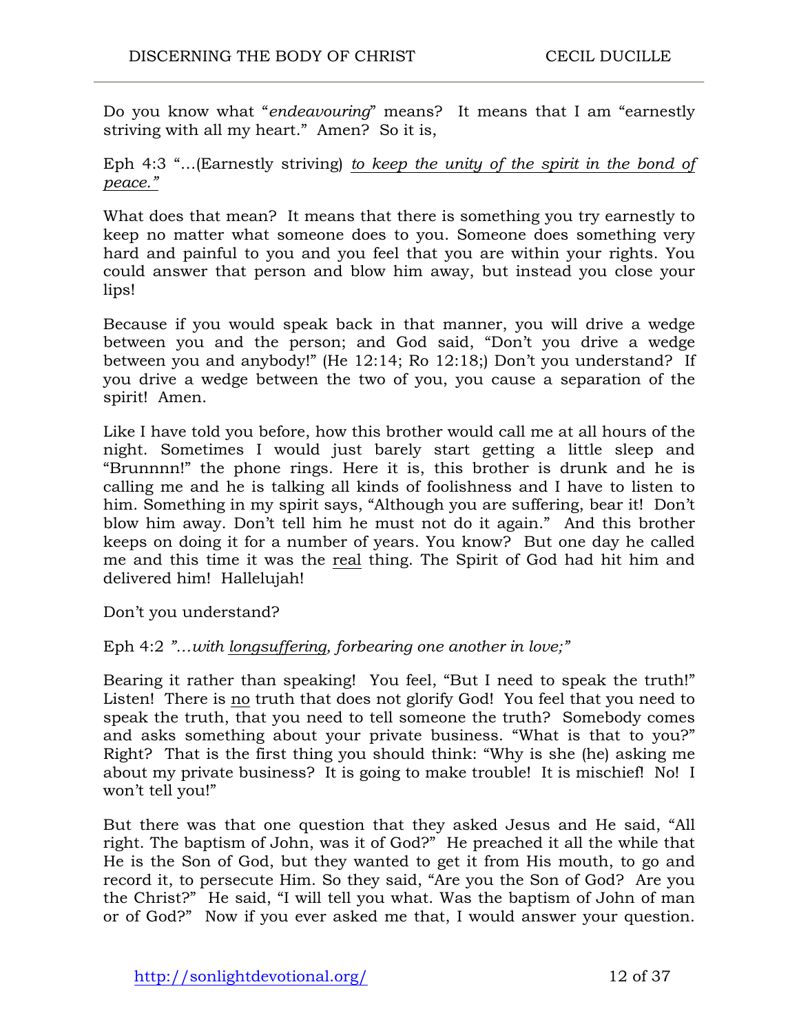Do you know what "*endeavouring*" means? It means that I am "earnestly striving with all my heart." Amen? So it is,

Eph 4:3 "…(Earnestly striving) *to keep the unity of the spirit in the bond of peace."*

What does that mean? It means that there is something you try earnestly to keep no matter what someone does to you. Someone does something very hard and painful to you and you feel that you are within your rights. You could answer that person and blow him away, but instead you close your lips!

Because if you would speak back in that manner, you will drive a wedge between you and the person; and God said, "Don't you drive a wedge between you and anybody!" (He 12:14; Ro 12:18;) Don't you understand? If you drive a wedge between the two of you, you cause a separation of the spirit! Amen.

Like I have told you before, how this brother would call me at all hours of the night. Sometimes I would just barely start getting a little sleep and "Brunnnn!" the phone rings. Here it is, this brother is drunk and he is calling me and he is talking all kinds of foolishness and I have to listen to him. Something in my spirit says, "Although you are suffering, bear it! Don't blow him away. Don't tell him he must not do it again." And this brother keeps on doing it for a number of years. You know? But one day he called me and this time it was the real thing. The Spirit of God had hit him and delivered him! Hallelujah!

Don't you understand?

Eph 4:2 *"…with longsuffering, forbearing one another in love;"*

Bearing it rather than speaking! You feel, "But I need to speak the truth!" Listen! There is no truth that does not glorify God! You feel that you need to speak the truth, that you need to tell someone the truth? Somebody comes and asks something about your private business. "What is that to you?" Right? That is the first thing you should think: "Why is she (he) asking me about my private business? It is going to make trouble! It is mischief! No! I won't tell you!"

But there was that one question that they asked Jesus and He said, "All right. The baptism of John, was it of God?" He preached it all the while that He is the Son of God, but they wanted to get it from His mouth, to go and record it, to persecute Him. So they said, "Are you the Son of God? Are you the Christ?" He said, "I will tell you what. Was the baptism of John of man or of God?" Now if you ever asked me that, I would answer your question.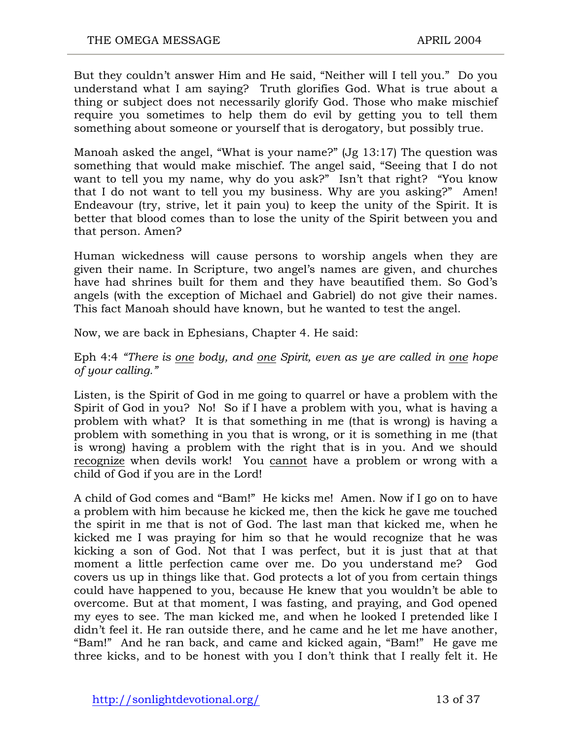But they couldn't answer Him and He said, "Neither will I tell you." Do you understand what I am saying? Truth glorifies God. What is true about a thing or subject does not necessarily glorify God. Those who make mischief require you sometimes to help them do evil by getting you to tell them something about someone or yourself that is derogatory, but possibly true.

Manoah asked the angel, "What is your name?" (Jg 13:17) The question was something that would make mischief. The angel said, "Seeing that I do not want to tell you my name, why do you ask?" Isn't that right? "You know that I do not want to tell you my business. Why are you asking?" Amen! Endeavour (try, strive, let it pain you) to keep the unity of the Spirit. It is better that blood comes than to lose the unity of the Spirit between you and that person. Amen?

Human wickedness will cause persons to worship angels when they are given their name. In Scripture, two angel's names are given, and churches have had shrines built for them and they have beautified them. So God's angels (with the exception of Michael and Gabriel) do not give their names. This fact Manoah should have known, but he wanted to test the angel.

Now, we are back in Ephesians, Chapter 4. He said:

Eph 4:4 *"There is <u>one</u> body, and <u>one</u> Spirit, even as ye are called in <u>one</u> hope of your calling."*

Listen, is the Spirit of God in me going to quarrel or have a problem with the Spirit of God in you? No! So if I have a problem with you, what is having a problem with what? It is that something in me (that is wrong) is having a problem with something in you that is wrong, or it is something in me (that is wrong) having a problem with the right that is in you. And we should <u>recognize</u> when devils work! You <u>cannot</u> have a problem or wrong with a child of God if you are in the Lord!

A child of God comes and "Bam!" He kicks me! Amen. Now if I go on to have a problem with him because he kicked me, then the kick he gave me touched the spirit in me that is not of God. The last man that kicked me, when he kicked me I was praying for him so that he would recognize that he was kicking a son of God. Not that I was perfect, but it is just that at that moment a little perfection came over me. Do you understand me? God covers us up in things like that. God protects a lot of you from certain things could have happened to you, because He knew that you wouldn't be able to overcome. But at that moment, I was fasting, and praying, and God opened my eyes to see. The man kicked me, and when he looked I pretended like I didn't feel it. He ran outside there, and he came and he let me have another, "Bam!" And he ran back, and came and kicked again, "Bam!" He gave me three kicks, and to be honest with you I don't think that I really felt it. He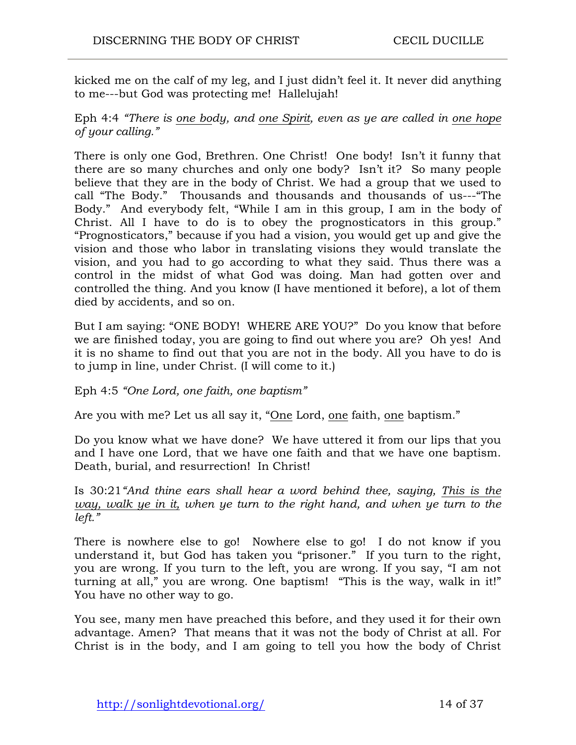kicked me on the calf of my leg, and I just didn't feel it. It never did anything to me---but God was protecting me! Hallelujah!

Eph 4:4 *"There is <u>one body</u>, and <u>one Spirit</u>, even as ye are called in <u>one hope</u> of your calling."*

There is only one God, Brethren. One Christ! One body! Isn't it funny that there are so many churches and only one body? Isn't it? So many people believe that they are in the body of Christ. We had a group that we used to call "The Body." Thousands and thousands and thousands of us---"The Body." And everybody felt, "While I am in this group, I am in the body of Christ. All I have to do is to obey the prognosticators in this group." "Prognosticators," because if you had a vision, you would get up and give the vision and those who labor in translating visions they would translate the vision, and you had to go according to what they said. Thus there was a control in the midst of what God was doing. Man had gotten over and controlled the thing. And you know (I have mentioned it before), a lot of them died by accidents, and so on.

But I am saying: "ONE BODY! WHERE ARE YOU?" Do you know that before we are finished today, you are going to find out where you are? Oh yes! And it is no shame to find out that you are not in the body. All you have to do is to jump in line, under Christ. (I will come to it.)

Eph 4:5 *"One Lord, one faith, one baptism"*

Are you with me? Let us all say it, "<u>One</u> Lord, <u>one</u> faith, <u>one</u> baptism."

Do you know what we have done? We have uttered it from our lips that you and I have one Lord, that we have one faith and that we have one baptism. Death, burial, and resurrection! In Christ!

Is 30:21 *"And thine ears shall hear a word behind thee, saying, <u>This is the way, walk ye in it,</u> when ye turn to the right hand, and when ye turn to the left."*

There is nowhere else to go! Nowhere else to go! I do not know if you understand it, but God has taken you "prisoner." If you turn to the right, you are wrong. If you turn to the left, you are wrong. If you say, "I am not turning at all," you are wrong. One baptism! "This is the way, walk in it!" You have no other way to go.

You see, many men have preached this before, and they used it for their own advantage. Amen? That means that it was not the body of Christ at all. For Christ is in the body, and I am going to tell you how the body of Christ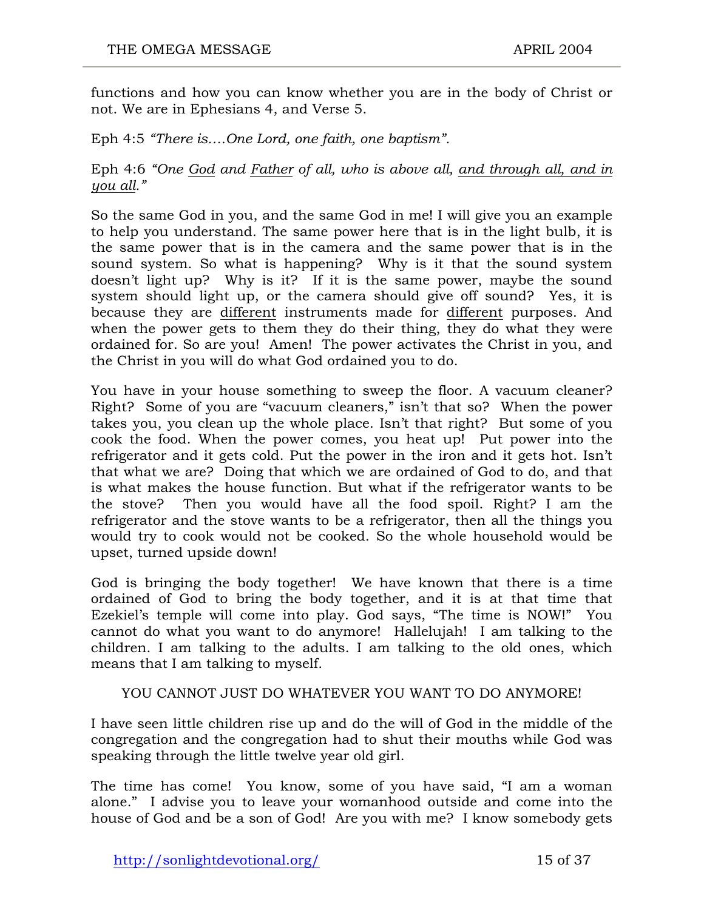functions and how you can know whether you are in the body of Christ or not. We are in Ephesians 4, and Verse 5.

Eph 4:5 *"There is....One Lord, one faith, one baptism".*

Eph 4:6 *"One God and Father of all, who is above all, and through all, and in you all."*

So the same God in you, and the same God in me! I will give you an example to help you understand. The same power here that is in the light bulb, it is the same power that is in the camera and the same power that is in the sound system. So what is happening? Why is it that the sound system doesn't light up? Why is it? If it is the same power, maybe the sound system should light up, or the camera should give off sound? Yes, it is because they are different instruments made for different purposes. And when the power gets to them they do their thing, they do what they were ordained for. So are you! Amen! The power activates the Christ in you, and the Christ in you will do what God ordained you to do.

You have in your house something to sweep the floor. A vacuum cleaner? Right? Some of you are "vacuum cleaners," isn't that so? When the power takes you, you clean up the whole place. Isn't that right? But some of you cook the food. When the power comes, you heat up! Put power into the refrigerator and it gets cold. Put the power in the iron and it gets hot. Isn't that what we are? Doing that which we are ordained of God to do, and that is what makes the house function. But what if the refrigerator wants to be the stove? Then you would have all the food spoil. Right? I am the refrigerator and the stove wants to be a refrigerator, then all the things you would try to cook would not be cooked. So the whole household would be upset, turned upside down!

God is bringing the body together! We have known that there is a time ordained of God to bring the body together, and it is at that time that Ezekiel's temple will come into play. God says, "The time is NOW!" You cannot do what you want to do anymore! Hallelujah! I am talking to the children. I am talking to the adults. I am talking to the old ones, which means that I am talking to myself.

YOU CANNOT JUST DO WHATEVER YOU WANT TO DO ANYMORE!

I have seen little children rise up and do the will of God in the middle of the congregation and the congregation had to shut their mouths while God was speaking through the little twelve year old girl.

The time has come! You know, some of you have said, "I am a woman alone." I advise you to leave your womanhood outside and come into the house of God and be a son of God! Are you with me? I know somebody gets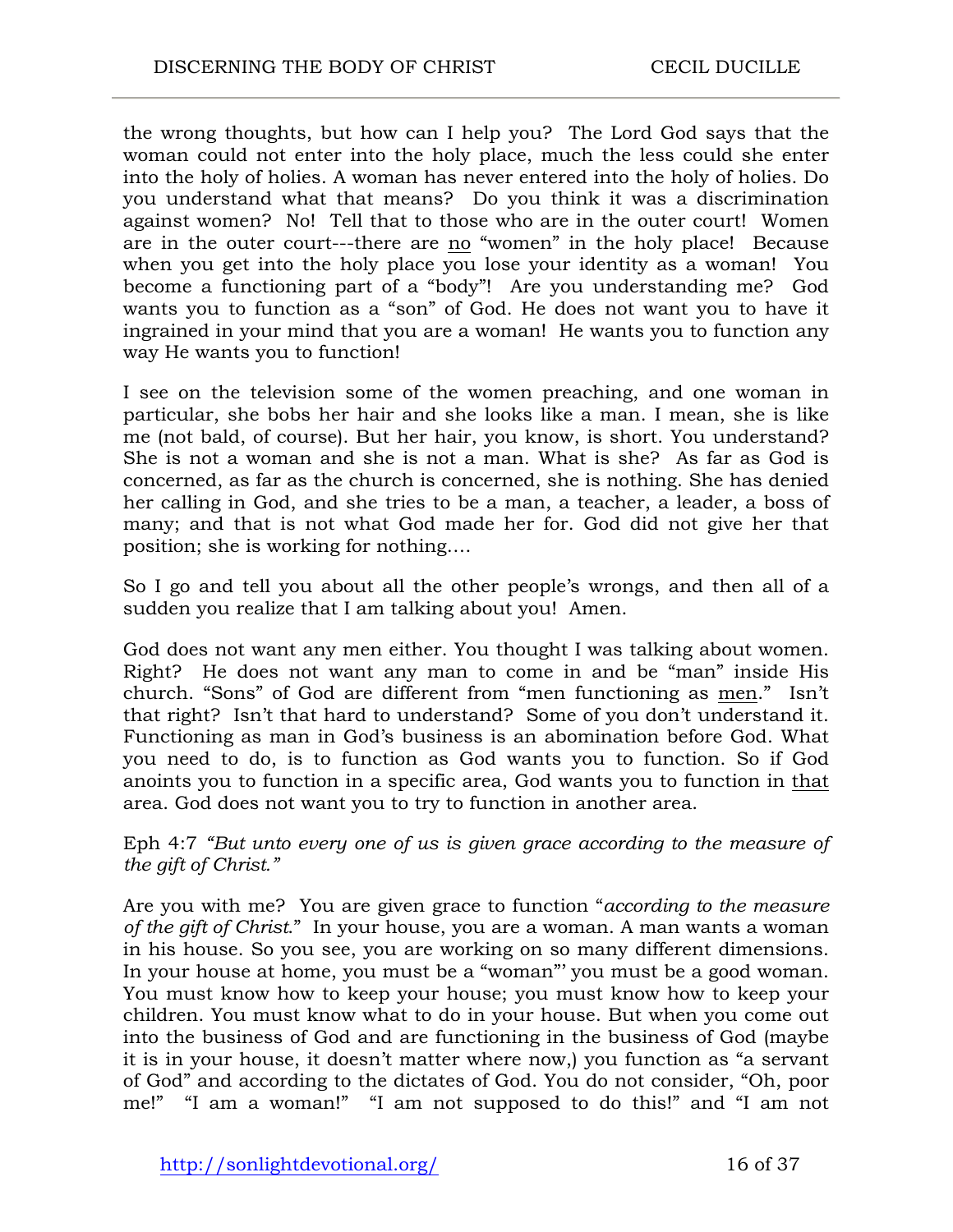the wrong thoughts, but how can I help you? The Lord God says that the woman could not enter into the holy place, much the less could she enter into the holy of holies. A woman has never entered into the holy of holies. Do you understand what that means? Do you think it was a discrimination against women? No! Tell that to those who are in the outer court! Women are in the outer court---there are no "women" in the holy place! Because when you get into the holy place you lose your identity as a woman! You become a functioning part of a "body"! Are you understanding me? God wants you to function as a "son" of God. He does not want you to have it ingrained in your mind that you are a woman! He wants you to function any way He wants you to function!

I see on the television some of the women preaching, and one woman in particular, she bobs her hair and she looks like a man. I mean, she is like me (not bald, of course). But her hair, you know, is short. You understand? She is not a woman and she is not a man. What is she? As far as God is concerned, as far as the church is concerned, she is nothing. She has denied her calling in God, and she tries to be a man, a teacher, a leader, a boss of many; and that is not what God made her for. God did not give her that position; she is working for nothing….

So I go and tell you about all the other people's wrongs, and then all of a sudden you realize that I am talking about you! Amen.

God does not want any men either. You thought I was talking about women. Right? He does not want any man to come in and be "man" inside His church. "Sons" of God are different from "men functioning as men." Isn't that right? Isn't that hard to understand? Some of you don't understand it. Functioning as man in God's business is an abomination before God. What you need to do, is to function as God wants you to function. So if God anoints you to function in a specific area, God wants you to function in that area. God does not want you to try to function in another area.

Eph 4:7 *"But unto every one of us is given grace according to the measure of the gift of Christ."*

Are you with me? You are given grace to function "*according to the measure of the gift of Christ*." In your house, you are a woman. A man wants a woman in his house. So you see, you are working on so many different dimensions. In your house at home, you must be a "woman"' you must be a good woman. You must know how to keep your house; you must know how to keep your children. You must know what to do in your house. But when you come out into the business of God and are functioning in the business of God (maybe it is in your house, it doesn't matter where now,) you function as "a servant of God" and according to the dictates of God. You do not consider, "Oh, poor me!" "I am a woman!" "I am not supposed to do this!" and "I am not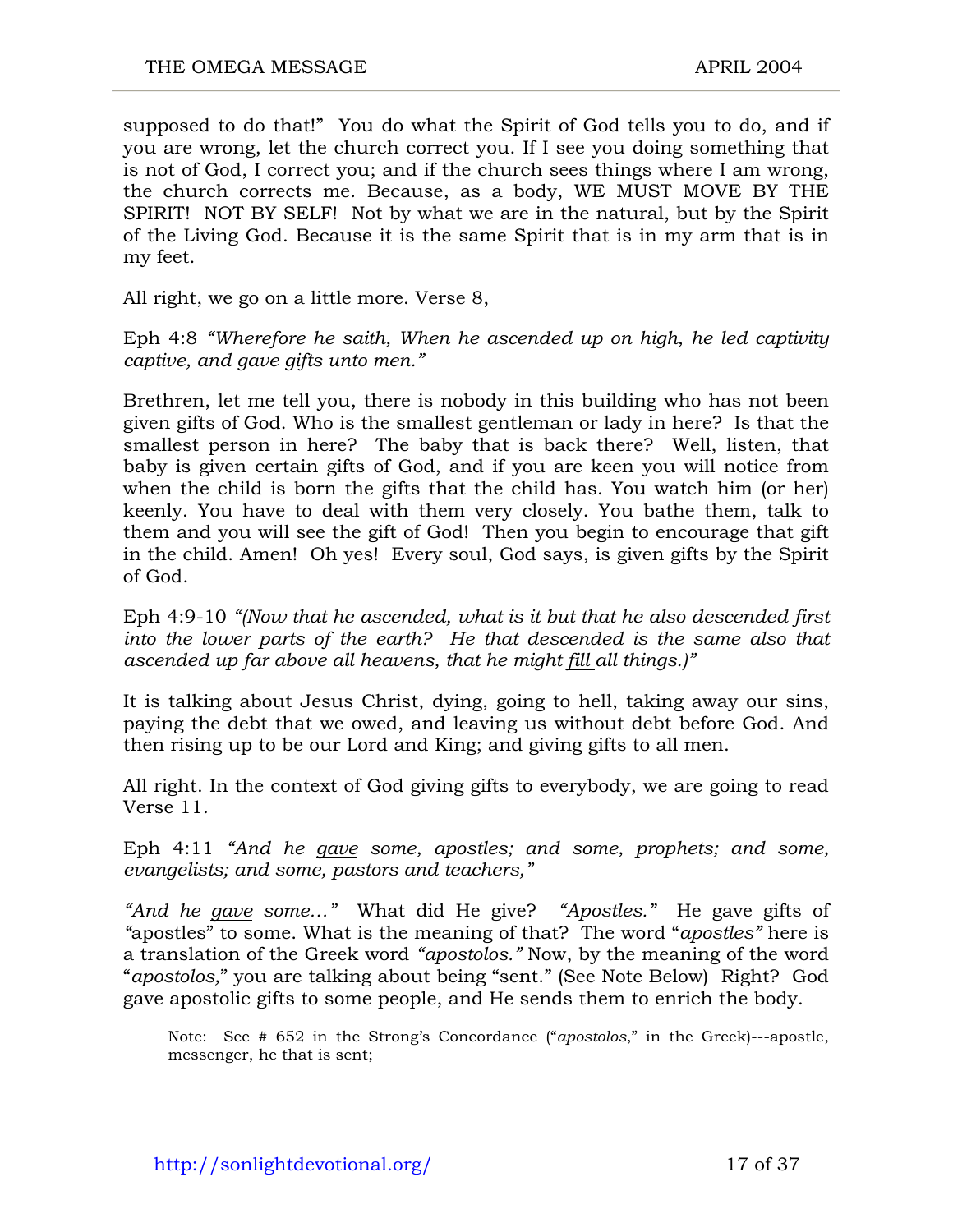supposed to do that!" You do what the Spirit of God tells you to do, and if you are wrong, let the church correct you. If I see you doing something that is not of God, I correct you; and if the church sees things where I am wrong, the church corrects me. Because, as a body, WE MUST MOVE BY THE SPIRIT! NOT BY SELF! Not by what we are in the natural, but by the Spirit of the Living God. Because it is the same Spirit that is in my arm that is in my feet.

All right, we go on a little more. Verse 8,

Eph 4:8 *"Wherefore he saith, When he ascended up on high, he led captivity captive, and gave gifts unto men."*

Brethren, let me tell you, there is nobody in this building who has not been given gifts of God. Who is the smallest gentleman or lady in here? Is that the smallest person in here? The baby that is back there? Well, listen, that baby is given certain gifts of God, and if you are keen you will notice from when the child is born the gifts that the child has. You watch him (or her) keenly. You have to deal with them very closely. You bathe them, talk to them and you will see the gift of God! Then you begin to encourage that gift in the child. Amen! Oh yes! Every soul, God says, is given gifts by the Spirit of God.

Eph 4:9-10 *"(Now that he ascended, what is it but that he also descended first into the lower parts of the earth? He that descended is the same also that ascended up far above all heavens, that he might fill all things.)"*

It is talking about Jesus Christ, dying, going to hell, taking away our sins, paying the debt that we owed, and leaving us without debt before God. And then rising up to be our Lord and King; and giving gifts to all men.

All right. In the context of God giving gifts to everybody, we are going to read Verse 11.

Eph 4:11 *"And he gave some, apostles; and some, prophets; and some, evangelists; and some, pastors and teachers,"*

*"And he gave some…"* What did He give? *"Apostles."* He gave gifts of "apostles" to some. What is the meaning of that? The word "*apostles*" here is a translation of the Greek word *"apostolos."* Now, by the meaning of the word "*apostolos,*" you are talking about being "sent." (See Note Below) Right? God gave apostolic gifts to some people, and He sends them to enrich the body.

Note: See # 652 in the Strong's Concordance ("*apostolos*," in the Greek)---apostle, messenger, he that is sent;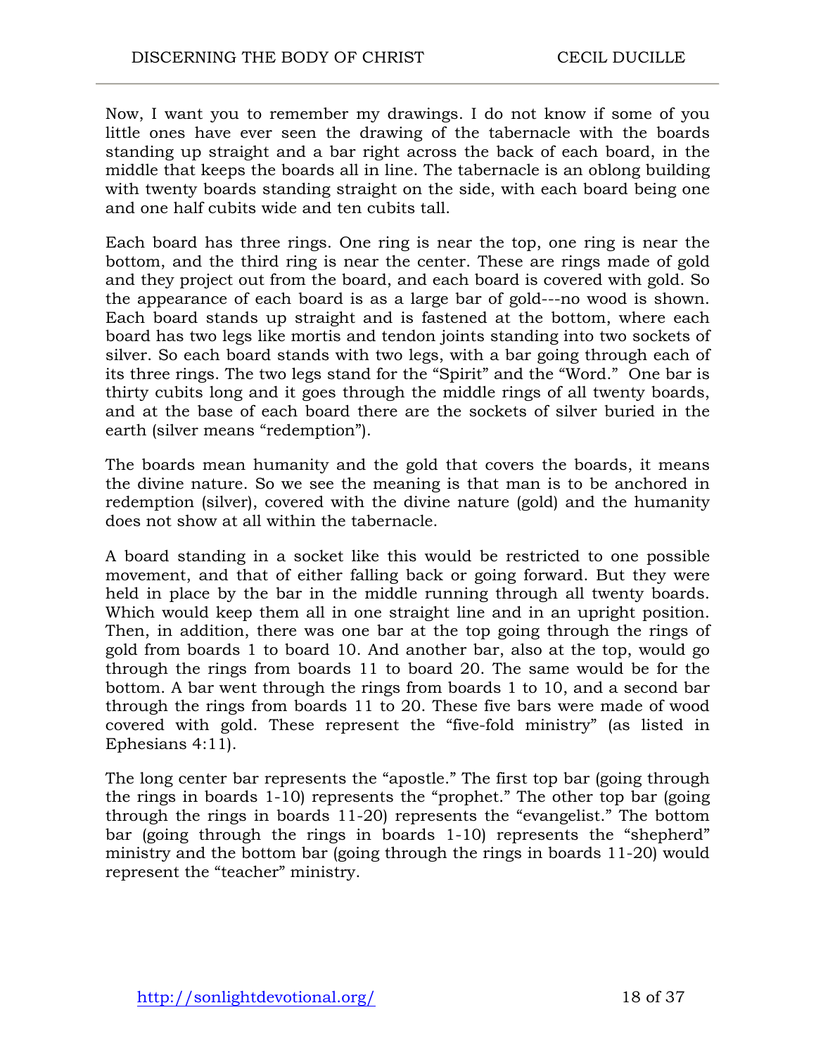Now, I want you to remember my drawings. I do not know if some of you little ones have ever seen the drawing of the tabernacle with the boards standing up straight and a bar right across the back of each board, in the middle that keeps the boards all in line. The tabernacle is an oblong building with twenty boards standing straight on the side, with each board being one and one half cubits wide and ten cubits tall.

Each board has three rings. One ring is near the top, one ring is near the bottom, and the third ring is near the center. These are rings made of gold and they project out from the board, and each board is covered with gold. So the appearance of each board is as a large bar of gold---no wood is shown. Each board stands up straight and is fastened at the bottom, where each board has two legs like mortis and tendon joints standing into two sockets of silver. So each board stands with two legs, with a bar going through each of its three rings. The two legs stand for the "Spirit" and the "Word." One bar is thirty cubits long and it goes through the middle rings of all twenty boards, and at the base of each board there are the sockets of silver buried in the earth (silver means "redemption").

The boards mean humanity and the gold that covers the boards, it means the divine nature. So we see the meaning is that man is to be anchored in redemption (silver), covered with the divine nature (gold) and the humanity does not show at all within the tabernacle.

A board standing in a socket like this would be restricted to one possible movement, and that of either falling back or going forward. But they were held in place by the bar in the middle running through all twenty boards. Which would keep them all in one straight line and in an upright position. Then, in addition, there was one bar at the top going through the rings of gold from boards 1 to board 10. And another bar, also at the top, would go through the rings from boards 11 to board 20. The same would be for the bottom. A bar went through the rings from boards 1 to 10, and a second bar through the rings from boards 11 to 20. These five bars were made of wood covered with gold. These represent the "five-fold ministry" (as listed in Ephesians 4:11).

The long center bar represents the "apostle." The first top bar (going through the rings in boards 1-10) represents the "prophet." The other top bar (going through the rings in boards 11-20) represents the "evangelist." The bottom bar (going through the rings in boards 1-10) represents the "shepherd" ministry and the bottom bar (going through the rings in boards 11-20) would represent the "teacher" ministry.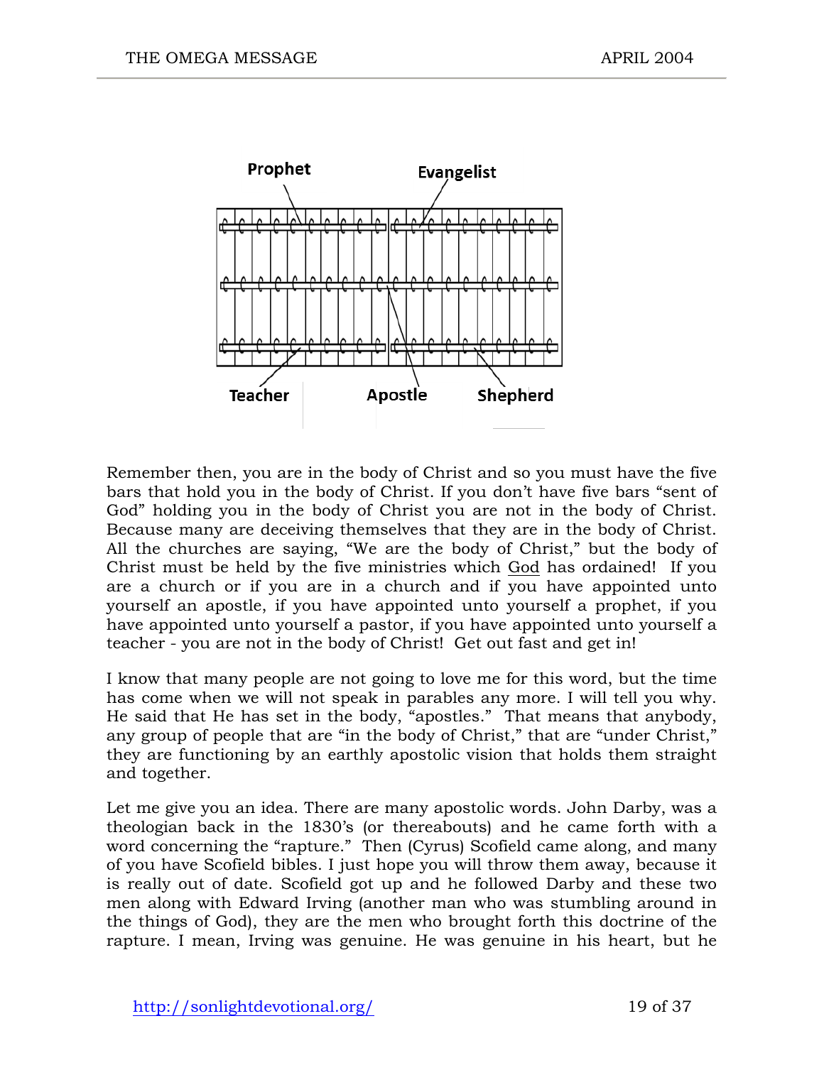Prophet

Evangelist

Teacher

Apostle

Shepherd

Remember then, you are in the body of Christ and so you must have the five bars that hold you in the body of Christ. If you don't have five bars "sent of God" holding you in the body of Christ you are not in the body of Christ. Because many are deceiving themselves that they are in the body of Christ. All the churches are saying, "We are the body of Christ," but the body of Christ must be held by the five ministries which God has ordained! If you are a church or if you are in a church and if you have appointed unto yourself an apostle, if you have appointed unto yourself a prophet, if you have appointed unto yourself a pastor, if you have appointed unto yourself a teacher - you are not in the body of Christ! Get out fast and get in!

I know that many people are not going to love me for this word, but the time has come when we will not speak in parables any more. I will tell you why. He said that He has set in the body, "apostles." That means that anybody, any group of people that are "in the body of Christ," that are "under Christ," they are functioning by an earthly apostolic vision that holds them straight and together.

Let me give you an idea. There are many apostolic words. John Darby, was a theologian back in the 1830's (or thereabouts) and he came forth with a word concerning the "rapture." Then (Cyrus) Scofield came along, and many of you have Scofield bibles. I just hope you will throw them away, because it is really out of date. Scofield got up and he followed Darby and these two men along with Edward Irving (another man who was stumbling around in the things of God), they are the men who brought forth this doctrine of the rapture. I mean, Irving was genuine. He was genuine in his heart, but he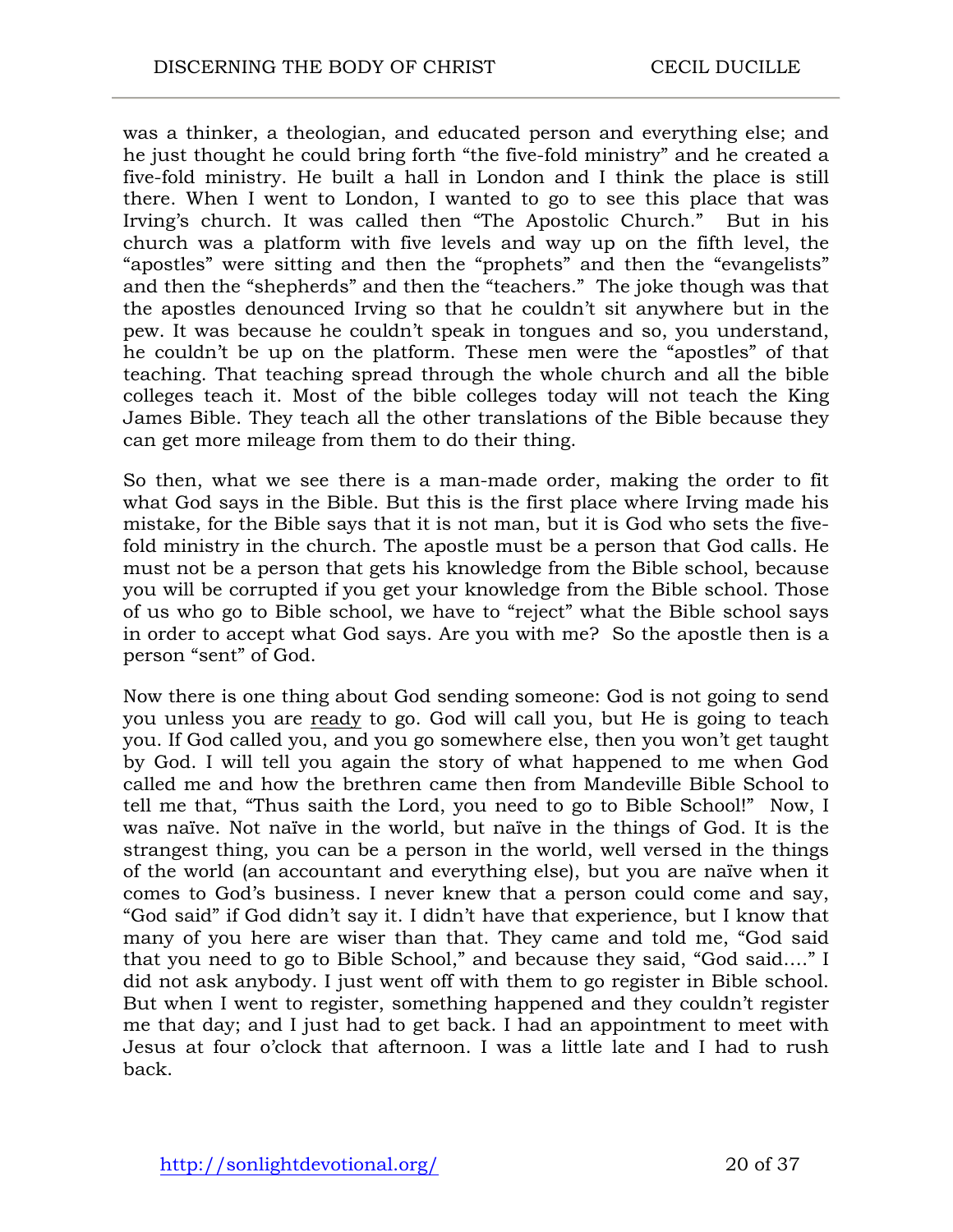was a thinker, a theologian, and educated person and everything else; and he just thought he could bring forth "the five-fold ministry" and he created a five-fold ministry. He built a hall in London and I think the place is still there. When I went to London, I wanted to go to see this place that was Irving's church. It was called then "The Apostolic Church." But in his church was a platform with five levels and way up on the fifth level, the "apostles" were sitting and then the "prophets" and then the "evangelists" and then the "shepherds" and then the "teachers." The joke though was that the apostles denounced Irving so that he couldn't sit anywhere but in the pew. It was because he couldn't speak in tongues and so, you understand, he couldn't be up on the platform. These men were the "apostles" of that teaching. That teaching spread through the whole church and all the bible colleges teach it. Most of the bible colleges today will not teach the King James Bible. They teach all the other translations of the Bible because they can get more mileage from them to do their thing.

So then, what we see there is a man-made order, making the order to fit what God says in the Bible. But this is the first place where Irving made his mistake, for the Bible says that it is not man, but it is God who sets the five-fold ministry in the church. The apostle must be a person that God calls. He must not be a person that gets his knowledge from the Bible school, because you will be corrupted if you get your knowledge from the Bible school. Those of us who go to Bible school, we have to "reject" what the Bible school says in order to accept what God says. Are you with me? So the apostle then is a person "sent" of God.

Now there is one thing about God sending someone: God is not going to send you unless you are <u>ready</u> to go. God will call you, but He is going to teach you. If God called you, and you go somewhere else, then you won't get taught by God. I will tell you again the story of what happened to me when God called me and how the brethren came then from Mandeville Bible School to tell me that, "Thus saith the Lord, you need to go to Bible School!" Now, I was naïve. Not naïve in the world, but naïve in the things of God. It is the strangest thing, you can be a person in the world, well versed in the things of the world (an accountant and everything else), but you are naïve when it comes to God's business. I never knew that a person could come and say, "God said" if God didn't say it. I didn't have that experience, but I know that many of you here are wiser than that. They came and told me, "God said that you need to go to Bible School," and because they said, "God said...." I did not ask anybody. I just went off with them to go register in Bible school. But when I went to register, something happened and they couldn't register me that day; and I just had to get back. I had an appointment to meet with Jesus at four o'clock that afternoon. I was a little late and I had to rush back.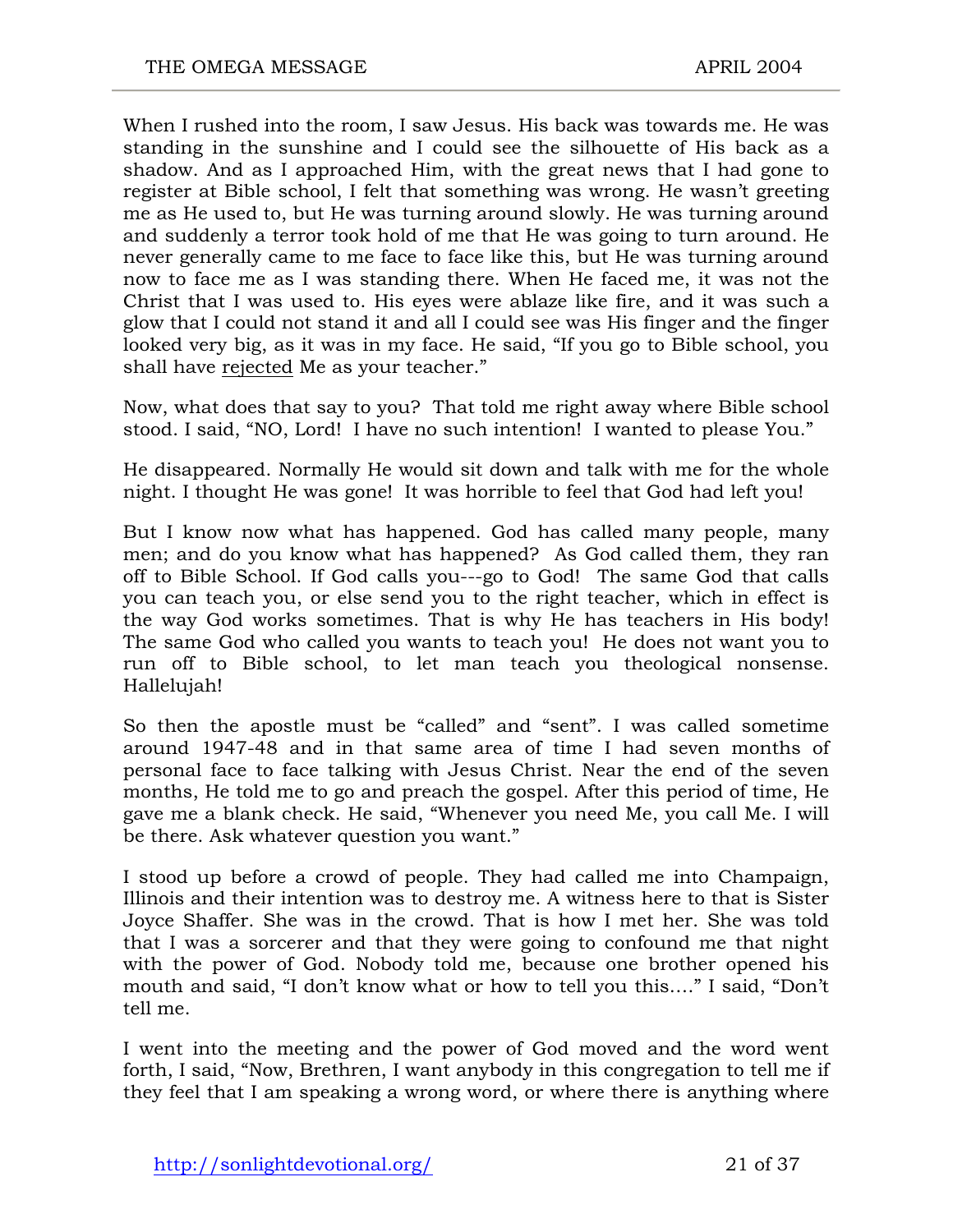When I rushed into the room, I saw Jesus. His back was towards me. He was standing in the sunshine and I could see the silhouette of His back as a shadow. And as I approached Him, with the great news that I had gone to register at Bible school, I felt that something was wrong. He wasn't greeting me as He used to, but He was turning around slowly. He was turning around and suddenly a terror took hold of me that He was going to turn around. He never generally came to me face to face like this, but He was turning around now to face me as I was standing there. When He faced me, it was not the Christ that I was used to. His eyes were ablaze like fire, and it was such a glow that I could not stand it and all I could see was His finger and the finger looked very big, as it was in my face. He said, "If you go to Bible school, you shall have <u>rejected</u> Me as your teacher."

Now, what does that say to you? That told me right away where Bible school stood. I said, "NO, Lord! I have no such intention! I wanted to please You."

He disappeared. Normally He would sit down and talk with me for the whole night. I thought He was gone! It was horrible to feel that God had left you!

But I know now what has happened. God has called many people, many men; and do you know what has happened? As God called them, they ran off to Bible School. If God calls you---go to God! The same God that calls you can teach you, or else send you to the right teacher, which in effect is the way God works sometimes. That is why He has teachers in His body! The same God who called you wants to teach you! He does not want you to run off to Bible school, to let man teach you theological nonsense. Hallelujah!

So then the apostle must be "called" and "sent". I was called sometime around 1947-48 and in that same area of time I had seven months of personal face to face talking with Jesus Christ. Near the end of the seven months, He told me to go and preach the gospel. After this period of time, He gave me a blank check. He said, "Whenever you need Me, you call Me. I will be there. Ask whatever question you want."

I stood up before a crowd of people. They had called me into Champaign, Illinois and their intention was to destroy me. A witness here to that is Sister Joyce Shaffer. She was in the crowd. That is how I met her. She was told that I was a sorcerer and that they were going to confound me that night with the power of God. Nobody told me, because one brother opened his mouth and said, "I don't know what or how to tell you this…." I said, "Don't tell me.

I went into the meeting and the power of God moved and the word went forth, I said, "Now, Brethren, I want anybody in this congregation to tell me if they feel that I am speaking a wrong word, or where there is anything where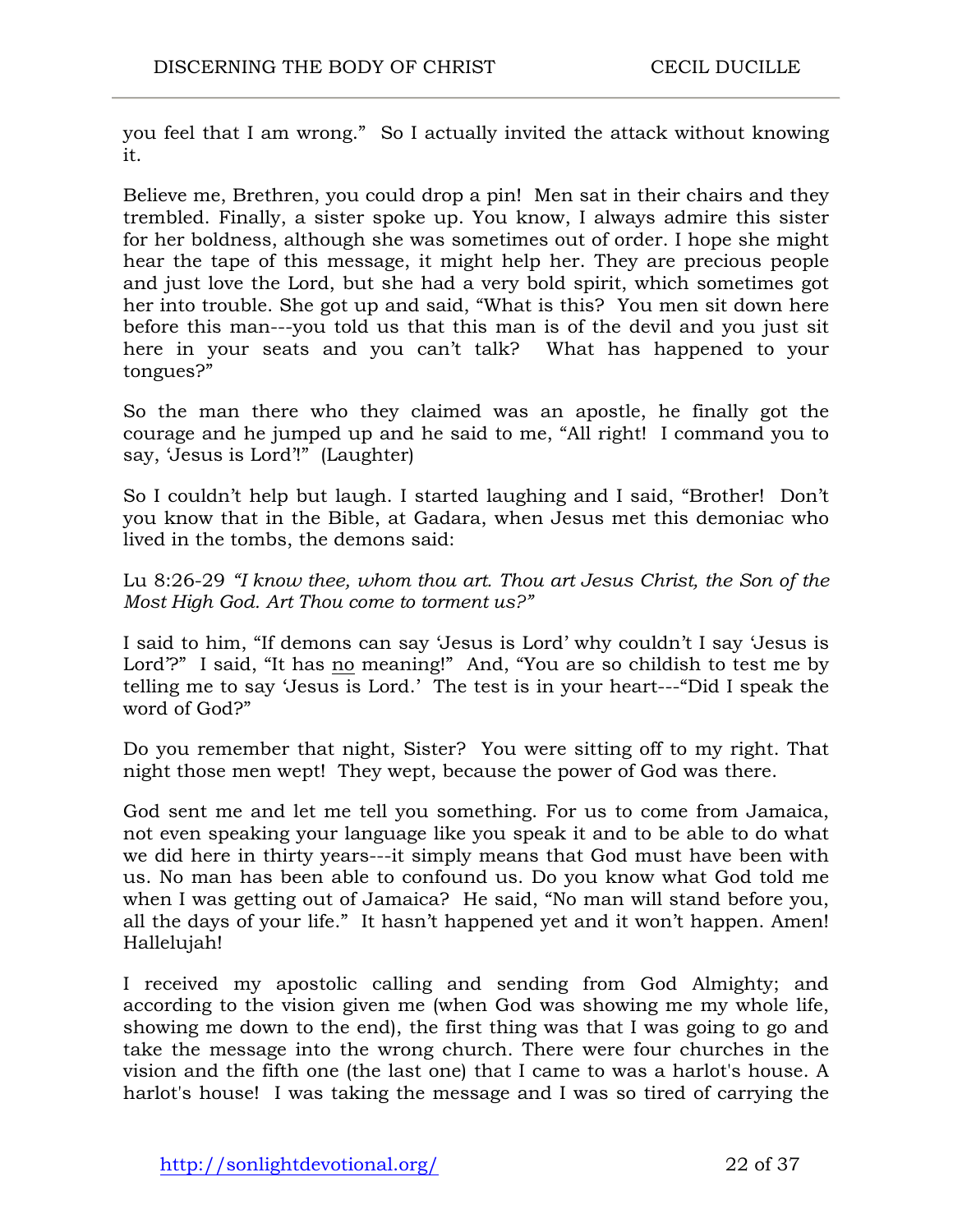you feel that I am wrong." So I actually invited the attack without knowing it.

Believe me, Brethren, you could drop a pin! Men sat in their chairs and they trembled. Finally, a sister spoke up. You know, I always admire this sister for her boldness, although she was sometimes out of order. I hope she might hear the tape of this message, it might help her. They are precious people and just love the Lord, but she had a very bold spirit, which sometimes got her into trouble. She got up and said, "What is this? You men sit down here before this man---you told us that this man is of the devil and you just sit here in your seats and you can't talk? What has happened to your tongues?"

So the man there who they claimed was an apostle, he finally got the courage and he jumped up and he said to me, "All right! I command you to say, 'Jesus is Lord'!" (Laughter)

So I couldn't help but laugh. I started laughing and I said, "Brother! Don't you know that in the Bible, at Gadara, when Jesus met this demoniac who lived in the tombs, the demons said:

Lu 8:26-29 *"I know thee, whom thou art. Thou art Jesus Christ, the Son of the Most High God. Art Thou come to torment us?"*

I said to him, "If demons can say 'Jesus is Lord' why couldn't I say 'Jesus is Lord'?" I said, "It has <u>no</u> meaning!" And, "You are so childish to test me by telling me to say 'Jesus is Lord.' The test is in your heart---"Did I speak the word of God?"

Do you remember that night, Sister? You were sitting off to my right. That night those men wept! They wept, because the power of God was there.

God sent me and let me tell you something. For us to come from Jamaica, not even speaking your language like you speak it and to be able to do what we did here in thirty years---it simply means that God must have been with us. No man has been able to confound us. Do you know what God told me when I was getting out of Jamaica? He said, "No man will stand before you, all the days of your life." It hasn't happened yet and it won't happen. Amen! Hallelujah!

I received my apostolic calling and sending from God Almighty; and according to the vision given me (when God was showing me my whole life, showing me down to the end), the first thing was that I was going to go and take the message into the wrong church. There were four churches in the vision and the fifth one (the last one) that I came to was a harlot's house. A harlot's house! I was taking the message and I was so tired of carrying the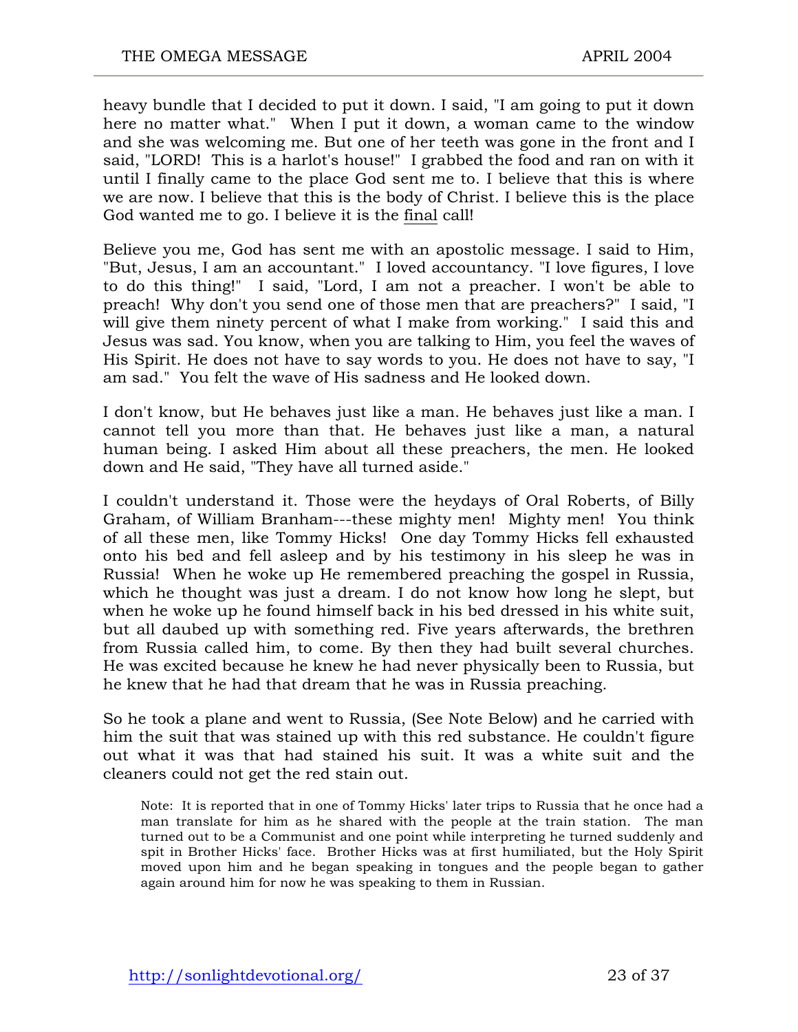heavy bundle that I decided to put it down. I said, "I am going to put it down here no matter what." When I put it down, a woman came to the window and she was welcoming me. But one of her teeth was gone in the front and I said, "LORD! This is a harlot's house!" I grabbed the food and ran on with it until I finally came to the place God sent me to. I believe that this is where we are now. I believe that this is the body of Christ. I believe this is the place God wanted me to go. I believe it is the final call!

Believe you me, God has sent me with an apostolic message. I said to Him, "But, Jesus, I am an accountant." I loved accountancy. "I love figures, I love to do this thing!" I said, "Lord, I am not a preacher. I won't be able to preach! Why don't you send one of those men that are preachers?" I said, "I will give them ninety percent of what I make from working." I said this and Jesus was sad. You know, when you are talking to Him, you feel the waves of His Spirit. He does not have to say words to you. He does not have to say, "I am sad." You felt the wave of His sadness and He looked down.

I don't know, but He behaves just like a man. He behaves just like a man. I cannot tell you more than that. He behaves just like a man, a natural human being. I asked Him about all these preachers, the men. He looked down and He said, "They have all turned aside."

I couldn't understand it. Those were the heydays of Oral Roberts, of Billy Graham, of William Branham---these mighty men! Mighty men! You think of all these men, like Tommy Hicks! One day Tommy Hicks fell exhausted onto his bed and fell asleep and by his testimony in his sleep he was in Russia! When he woke up He remembered preaching the gospel in Russia, which he thought was just a dream. I do not know how long he slept, but when he woke up he found himself back in his bed dressed in his white suit, but all daubed up with something red. Five years afterwards, the brethren from Russia called him, to come. By then they had built several churches. He was excited because he knew he had never physically been to Russia, but he knew that he had that dream that he was in Russia preaching.

So he took a plane and went to Russia, (See Note Below) and he carried with him the suit that was stained up with this red substance. He couldn't figure out what it was that had stained his suit. It was a white suit and the cleaners could not get the red stain out.

> Note: It is reported that in one of Tommy Hicks' later trips to Russia that he once had a man translate for him as he shared with the people at the train station. The man turned out to be a Communist and one point while interpreting he turned suddenly and spit in Brother Hicks' face. Brother Hicks was at first humiliated, but the Holy Spirit moved upon him and he began speaking in tongues and the people began to gather again around him for now he was speaking to them in Russian.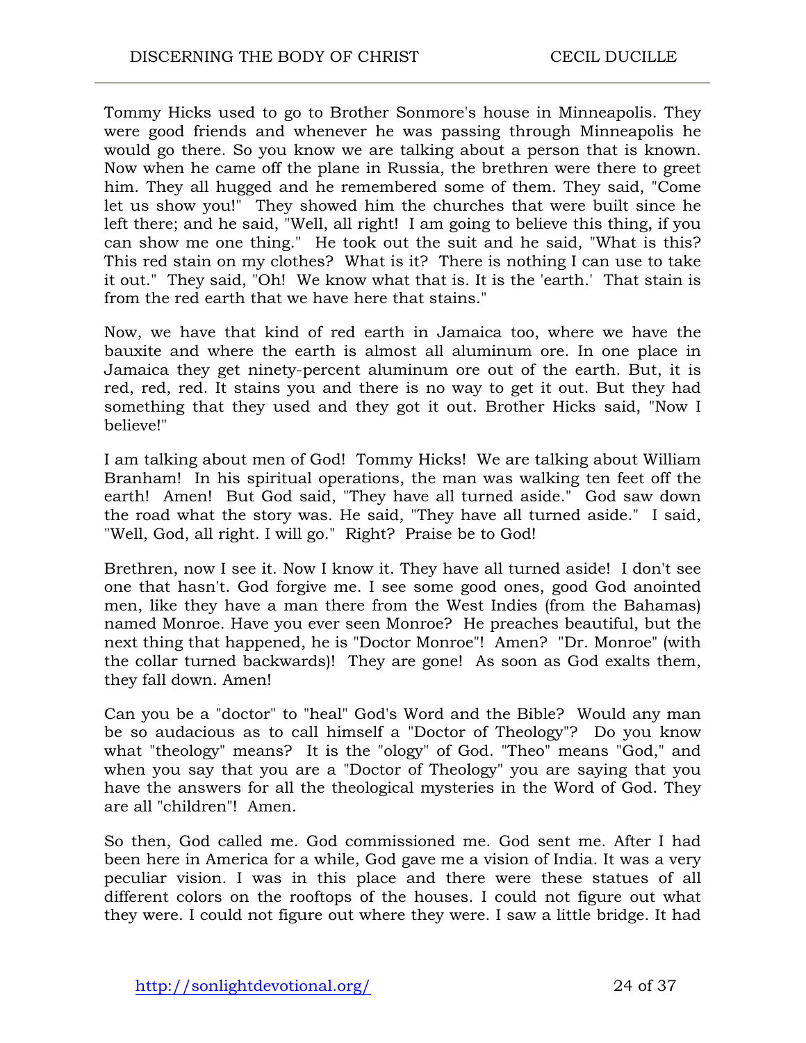Tommy Hicks used to go to Brother Sonmore's house in Minneapolis. They were good friends and whenever he was passing through Minneapolis he would go there. So you know we are talking about a person that is known. Now when he came off the plane in Russia, the brethren were there to greet him. They all hugged and he remembered some of them. They said, "Come let us show you!" They showed him the churches that were built since he left there; and he said, "Well, all right! I am going to believe this thing, if you can show me one thing." He took out the suit and he said, "What is this? This red stain on my clothes? What is it? There is nothing I can use to take it out." They said, "Oh! We know what that is. It is the 'earth.' That stain is from the red earth that we have here that stains."

Now, we have that kind of red earth in Jamaica too, where we have the bauxite and where the earth is almost all aluminum ore. In one place in Jamaica they get ninety-percent aluminum ore out of the earth. But, it is red, red, red. It stains you and there is no way to get it out. But they had something that they used and they got it out. Brother Hicks said, "Now I believe!"

I am talking about men of God! Tommy Hicks! We are talking about William Branham! In his spiritual operations, the man was walking ten feet off the earth! Amen! But God said, "They have all turned aside." God saw down the road what the story was. He said, "They have all turned aside." I said, "Well, God, all right. I will go." Right? Praise be to God!

Brethren, now I see it. Now I know it. They have all turned aside! I don't see one that hasn't. God forgive me. I see some good ones, good God anointed men, like they have a man there from the West Indies (from the Bahamas) named Monroe. Have you ever seen Monroe? He preaches beautiful, but the next thing that happened, he is "Doctor Monroe"! Amen? "Dr. Monroe" (with the collar turned backwards)! They are gone! As soon as God exalts them, they fall down. Amen!

Can you be a "doctor" to "heal" God's Word and the Bible? Would any man be so audacious as to call himself a "Doctor of Theology"? Do you know what "theology" means? It is the "ology" of God. "Theo" means "God," and when you say that you are a "Doctor of Theology" you are saying that you have the answers for all the theological mysteries in the Word of God. They are all "children"! Amen.

So then, God called me. God commissioned me. God sent me. After I had been here in America for a while, God gave me a vision of India. It was a very peculiar vision. I was in this place and there were these statues of all different colors on the rooftops of the houses. I could not figure out what they were. I could not figure out where they were. I saw a little bridge. It had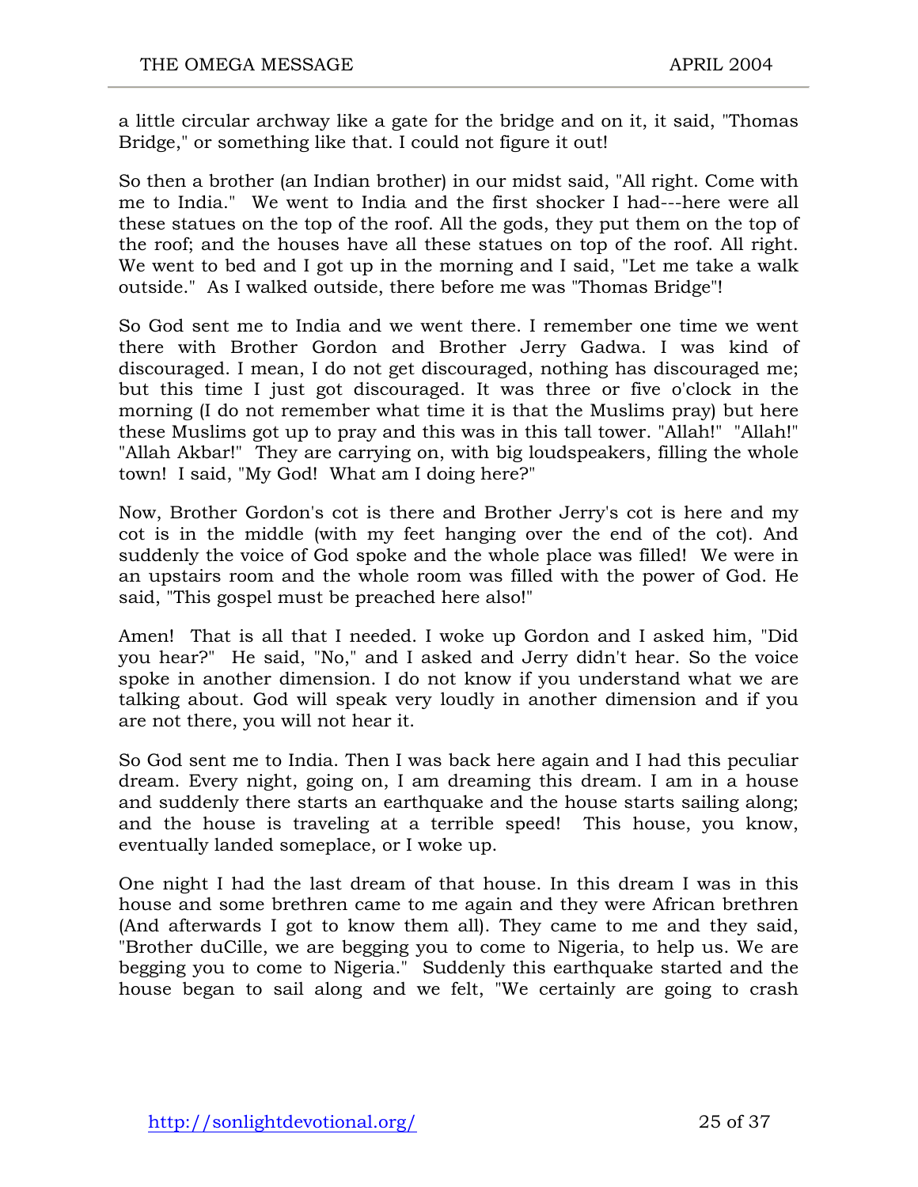a little circular archway like a gate for the bridge and on it, it said, "Thomas Bridge," or something like that. I could not figure it out!

So then a brother (an Indian brother) in our midst said, "All right. Come with me to India." We went to India and the first shocker I had---here were all these statues on the top of the roof. All the gods, they put them on the top of the roof; and the houses have all these statues on top of the roof. All right. We went to bed and I got up in the morning and I said, "Let me take a walk outside." As I walked outside, there before me was "Thomas Bridge"!

So God sent me to India and we went there. I remember one time we went there with Brother Gordon and Brother Jerry Gadwa. I was kind of discouraged. I mean, I do not get discouraged, nothing has discouraged me; but this time I just got discouraged. It was three or five o'clock in the morning (I do not remember what time it is that the Muslims pray) but here these Muslims got up to pray and this was in this tall tower. "Allah!" "Allah!" "Allah Akbar!" They are carrying on, with big loudspeakers, filling the whole town! I said, "My God! What am I doing here?"

Now, Brother Gordon's cot is there and Brother Jerry's cot is here and my cot is in the middle (with my feet hanging over the end of the cot). And suddenly the voice of God spoke and the whole place was filled! We were in an upstairs room and the whole room was filled with the power of God. He said, "This gospel must be preached here also!"

Amen! That is all that I needed. I woke up Gordon and I asked him, "Did you hear?" He said, "No," and I asked and Jerry didn't hear. So the voice spoke in another dimension. I do not know if you understand what we are talking about. God will speak very loudly in another dimension and if you are not there, you will not hear it.

So God sent me to India. Then I was back here again and I had this peculiar dream. Every night, going on, I am dreaming this dream. I am in a house and suddenly there starts an earthquake and the house starts sailing along; and the house is traveling at a terrible speed! This house, you know, eventually landed someplace, or I woke up.

One night I had the last dream of that house. In this dream I was in this house and some brethren came to me again and they were African brethren (And afterwards I got to know them all). They came to me and they said, "Brother duCille, we are begging you to come to Nigeria, to help us. We are begging you to come to Nigeria." Suddenly this earthquake started and the house began to sail along and we felt, "We certainly are going to crash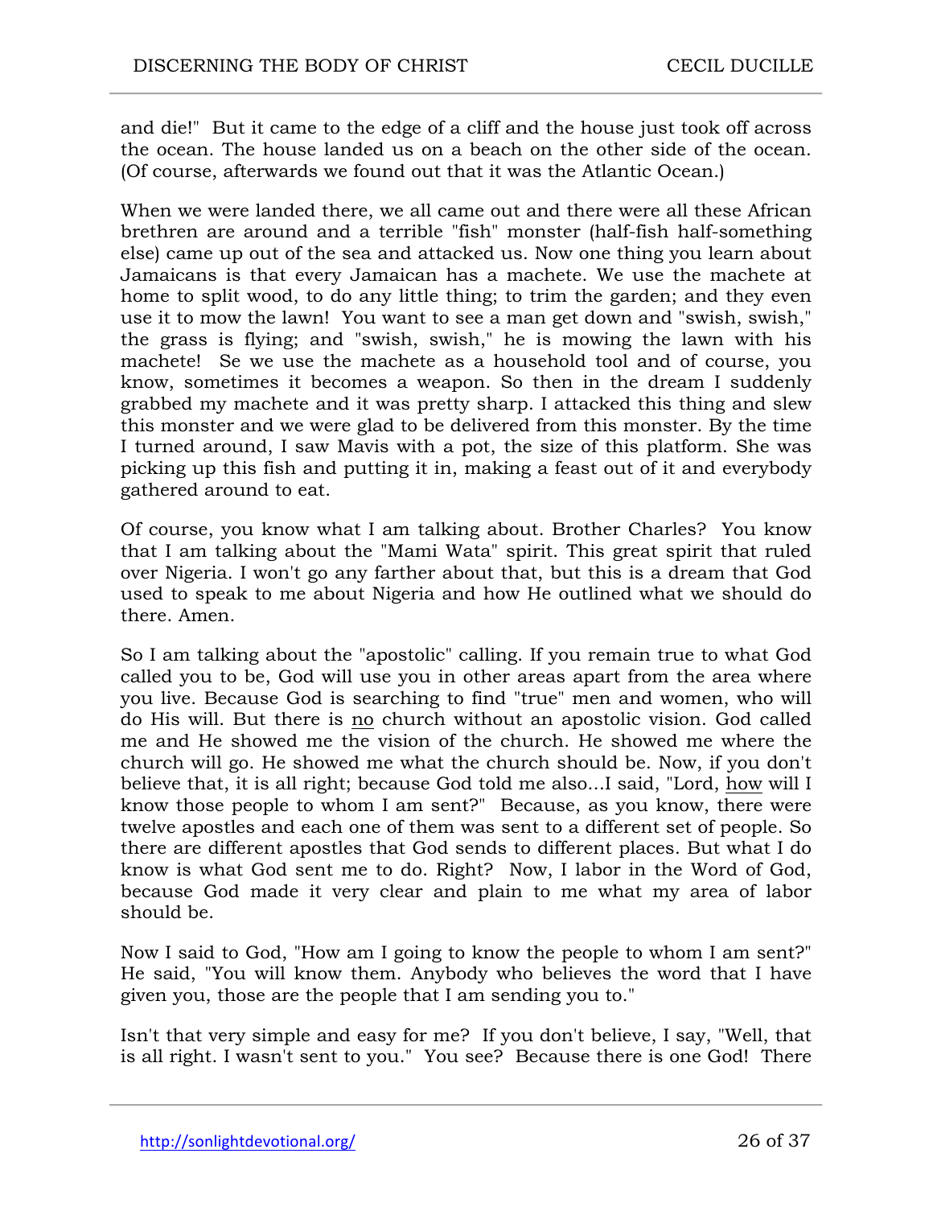and die!" But it came to the edge of a cliff and the house just took off across the ocean. The house landed us on a beach on the other side of the ocean. (Of course, afterwards we found out that it was the Atlantic Ocean.)

When we were landed there, we all came out and there were all these African brethren are around and a terrible "fish" monster (half-fish half-something else) came up out of the sea and attacked us. Now one thing you learn about Jamaicans is that every Jamaican has a machete. We use the machete at home to split wood, to do any little thing; to trim the garden; and they even use it to mow the lawn! You want to see a man get down and "swish, swish," the grass is flying; and "swish, swish," he is mowing the lawn with his machete! Se we use the machete as a household tool and of course, you know, sometimes it becomes a weapon. So then in the dream I suddenly grabbed my machete and it was pretty sharp. I attacked this thing and slew this monster and we were glad to be delivered from this monster. By the time I turned around, I saw Mavis with a pot, the size of this platform. She was picking up this fish and putting it in, making a feast out of it and everybody gathered around to eat.

Of course, you know what I am talking about. Brother Charles? You know that I am talking about the "Mami Wata" spirit. This great spirit that ruled over Nigeria. I won't go any farther about that, but this is a dream that God used to speak to me about Nigeria and how He outlined what we should do there. Amen.

So I am talking about the "apostolic" calling. If you remain true to what God called you to be, God will use you in other areas apart from the area where you live. Because God is searching to find "true" men and women, who will do His will. But there is <u>no</u> church without an apostolic vision. God called me and He showed me the vision of the church. He showed me where the church will go. He showed me what the church should be. Now, if you don't believe that, it is all right; because God told me also...I said, "Lord, <u>how</u> will I know those people to whom I am sent?" Because, as you know, there were twelve apostles and each one of them was sent to a different set of people. So there are different apostles that God sends to different places. But what I do know is what God sent me to do. Right? Now, I labor in the Word of God, because God made it very clear and plain to me what my area of labor should be.

Now I said to God, "How am I going to know the people to whom I am sent?" He said, "You will know them. Anybody who believes the word that I have given you, those are the people that I am sending you to."

Isn't that very simple and easy for me? If you don't believe, I say, "Well, that is all right. I wasn't sent to you." You see? Because there is one God! There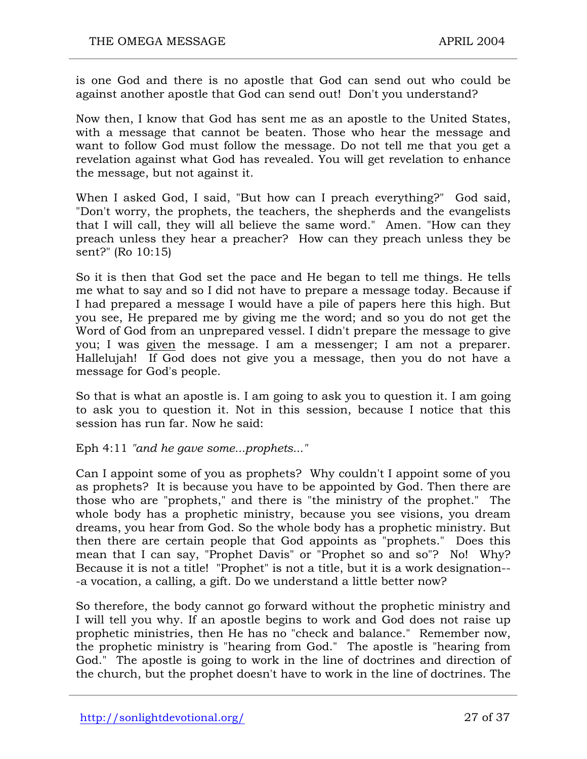is one God and there is no apostle that God can send out who could be against another apostle that God can send out! Don't you understand?

Now then, I know that God has sent me as an apostle to the United States, with a message that cannot be beaten. Those who hear the message and want to follow God must follow the message. Do not tell me that you get a revelation against what God has revealed. You will get revelation to enhance the message, but not against it.

When I asked God, I said, "But how can I preach everything?" God said, "Don't worry, the prophets, the teachers, the shepherds and the evangelists that I will call, they will all believe the same word." Amen. "How can they preach unless they hear a preacher? How can they preach unless they be sent?" (Ro 10:15)

So it is then that God set the pace and He began to tell me things. He tells me what to say and so I did not have to prepare a message today. Because if I had prepared a message I would have a pile of papers here this high. But you see, He prepared me by giving me the word; and so you do not get the Word of God from an unprepared vessel. I didn't prepare the message to give you; I was <u>given</u> the message. I am a messenger; I am not a preparer. Hallelujah! If God does not give you a message, then you do not have a message for God's people.

So that is what an apostle is. I am going to ask you to question it. I am going to ask you to question it. Not in this session, because I notice that this session has run far. Now he said:

Eph 4:11 *"and he gave some...prophets..."*

Can I appoint some of you as prophets? Why couldn't I appoint some of you as prophets? It is because you have to be appointed by God. Then there are those who are "prophets," and there is "the ministry of the prophet." The whole body has a prophetic ministry, because you see visions, you dream dreams, you hear from God. So the whole body has a prophetic ministry. But then there are certain people that God appoints as "prophets." Does this mean that I can say, "Prophet Davis" or "Prophet so and so"? No! Why? Because it is not a title! "Prophet" is not a title, but it is a work designation---a vocation, a calling, a gift. Do we understand a little better now?

So therefore, the body cannot go forward without the prophetic ministry and I will tell you why. If an apostle begins to work and God does not raise up prophetic ministries, then He has no "check and balance." Remember now, the prophetic ministry is "hearing from God." The apostle is "hearing from God." The apostle is going to work in the line of doctrines and direction of the church, but the prophet doesn't have to work in the line of doctrines. The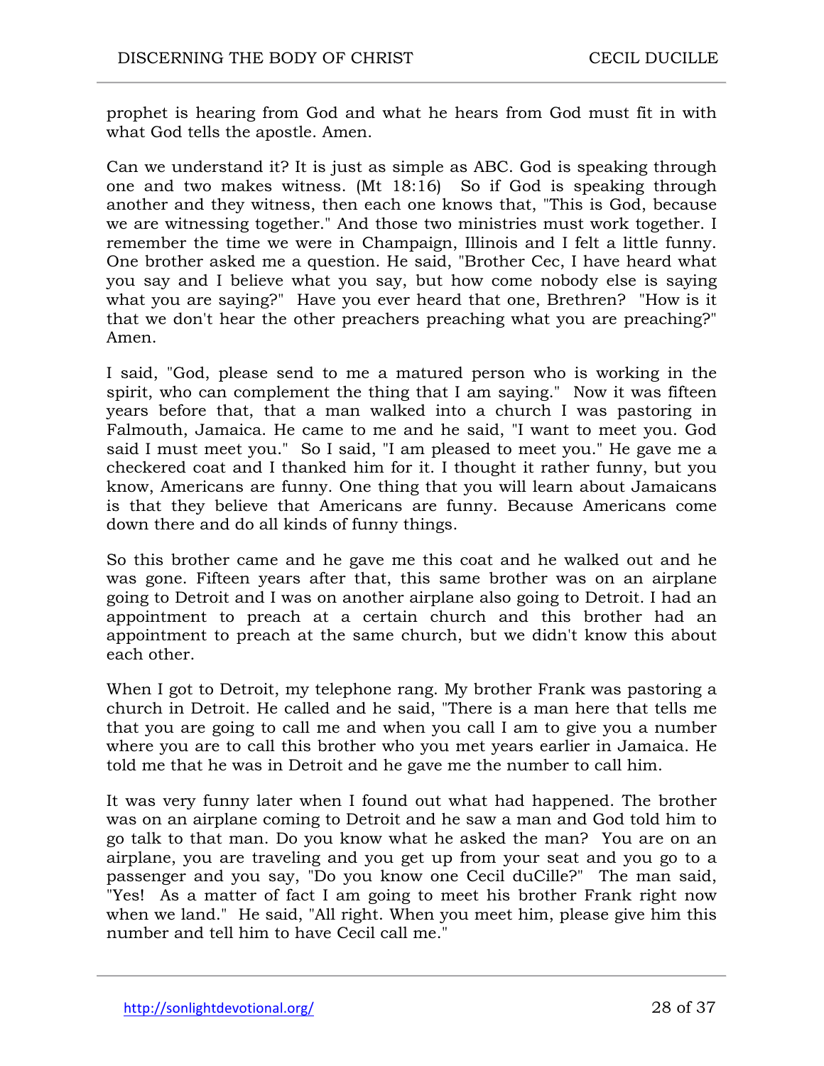prophet is hearing from God and what he hears from God must fit in with what God tells the apostle. Amen.

Can we understand it? It is just as simple as ABC. God is speaking through one and two makes witness. (Mt 18:16) So if God is speaking through another and they witness, then each one knows that, "This is God, because we are witnessing together." And those two ministries must work together. I remember the time we were in Champaign, Illinois and I felt a little funny. One brother asked me a question. He said, "Brother Cec, I have heard what you say and I believe what you say, but how come nobody else is saying what you are saying?" Have you ever heard that one, Brethren? "How is it that we don't hear the other preachers preaching what you are preaching?" Amen.

I said, "God, please send to me a matured person who is working in the spirit, who can complement the thing that I am saying." Now it was fifteen years before that, that a man walked into a church I was pastoring in Falmouth, Jamaica. He came to me and he said, "I want to meet you. God said I must meet you." So I said, "I am pleased to meet you." He gave me a checkered coat and I thanked him for it. I thought it rather funny, but you know, Americans are funny. One thing that you will learn about Jamaicans is that they believe that Americans are funny. Because Americans come down there and do all kinds of funny things.

So this brother came and he gave me this coat and he walked out and he was gone. Fifteen years after that, this same brother was on an airplane going to Detroit and I was on another airplane also going to Detroit. I had an appointment to preach at a certain church and this brother had an appointment to preach at the same church, but we didn't know this about each other.

When I got to Detroit, my telephone rang. My brother Frank was pastoring a church in Detroit. He called and he said, "There is a man here that tells me that you are going to call me and when you call I am to give you a number where you are to call this brother who you met years earlier in Jamaica. He told me that he was in Detroit and he gave me the number to call him.

It was very funny later when I found out what had happened. The brother was on an airplane coming to Detroit and he saw a man and God told him to go talk to that man. Do you know what he asked the man? You are on an airplane, you are traveling and you get up from your seat and you go to a passenger and you say, "Do you know one Cecil duCille?" The man said, "Yes! As a matter of fact I am going to meet his brother Frank right now when we land." He said, "All right. When you meet him, please give him this number and tell him to have Cecil call me."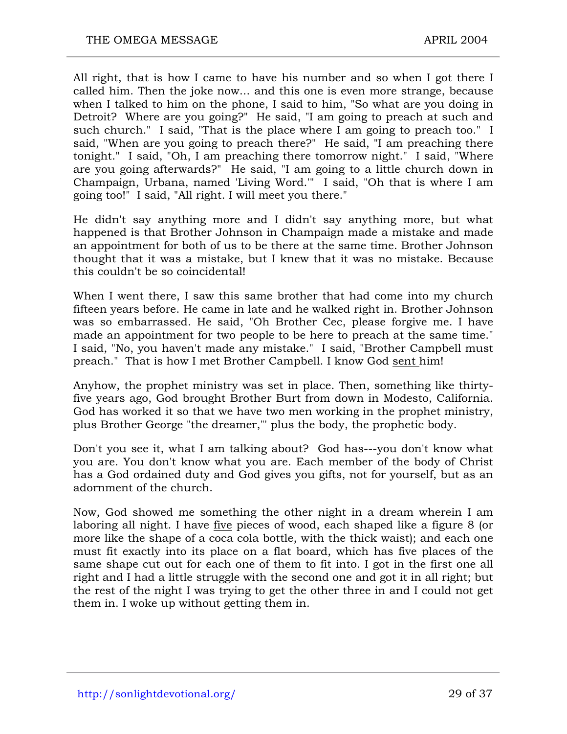All right, that is how I came to have his number and so when I got there I called him. Then the joke now... and this one is even more strange, because when I talked to him on the phone, I said to him, "So what are you doing in Detroit? Where are you going?" He said, "I am going to preach at such and such church." I said, "That is the place where I am going to preach too." I said, "When are you going to preach there?" He said, "I am preaching there tonight." I said, "Oh, I am preaching there tomorrow night." I said, "Where are you going afterwards?" He said, "I am going to a little church down in Champaign, Urbana, named 'Living Word.'" I said, "Oh that is where I am going too!" I said, "All right. I will meet you there."

He didn't say anything more and I didn't say anything more, but what happened is that Brother Johnson in Champaign made a mistake and made an appointment for both of us to be there at the same time. Brother Johnson thought that it was a mistake, but I knew that it was no mistake. Because this couldn't be so coincidental!

When I went there, I saw this same brother that had come into my church fifteen years before. He came in late and he walked right in. Brother Johnson was so embarrassed. He said, "Oh Brother Cec, please forgive me. I have made an appointment for two people to be here to preach at the same time." I said, "No, you haven't made any mistake." I said, "Brother Campbell must preach." That is how I met Brother Campbell. I know God sent him!

Anyhow, the prophet ministry was set in place. Then, something like thirty-five years ago, God brought Brother Burt from down in Modesto, California. God has worked it so that we have two men working in the prophet ministry, plus Brother George "the dreamer,"' plus the body, the prophetic body.

Don't you see it, what I am talking about? God has---you don't know what you are. You don't know what you are. Each member of the body of Christ has a God ordained duty and God gives you gifts, not for yourself, but as an adornment of the church.

Now, God showed me something the other night in a dream wherein I am laboring all night. I have five pieces of wood, each shaped like a figure 8 (or more like the shape of a coca cola bottle, with the thick waist); and each one must fit exactly into its place on a flat board, which has five places of the same shape cut out for each one of them to fit into. I got in the first one all right and I had a little struggle with the second one and got it in all right; but the rest of the night I was trying to get the other three in and I could not get them in. I woke up without getting them in.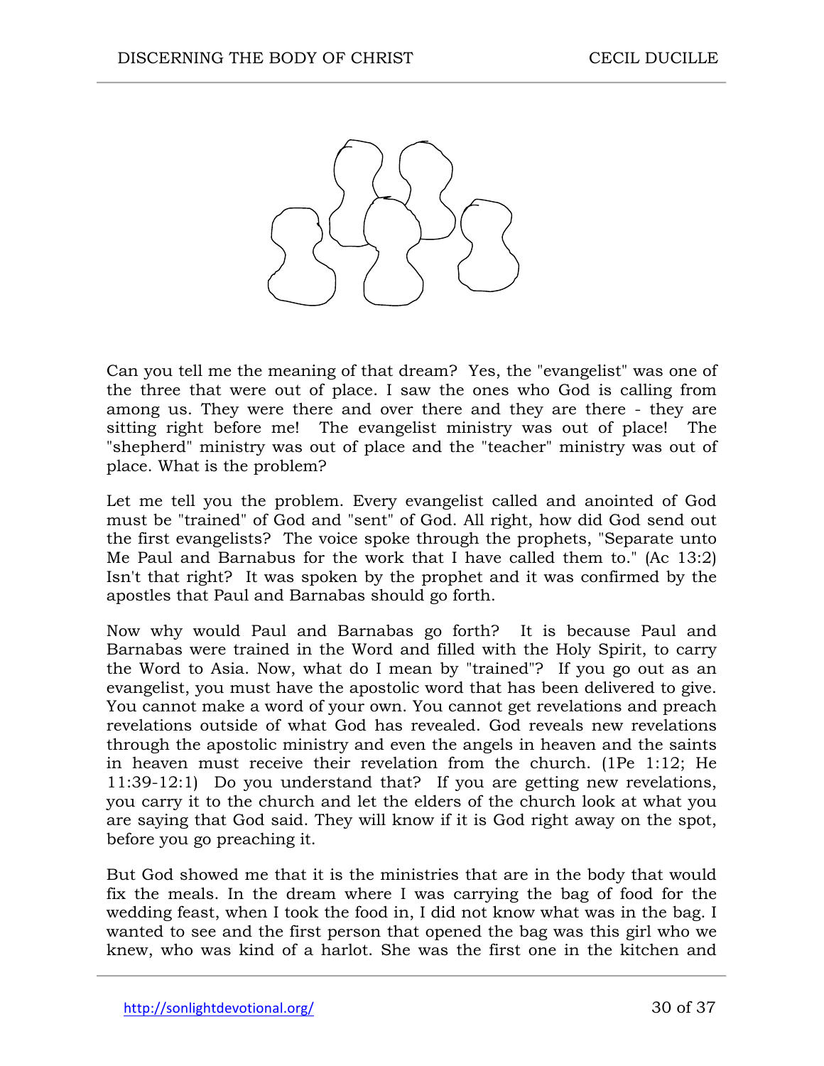Can you tell me the meaning of that dream? Yes, the "evangelist" was one of the three that were out of place. I saw the ones who God is calling from among us. They were there and over there and they are there - they are sitting right before me! The evangelist ministry was out of place! The "shepherd" ministry was out of place and the "teacher" ministry was out of place. What is the problem?

Let me tell you the problem. Every evangelist called and anointed of God must be "trained" of God and "sent" of God. All right, how did God send out the first evangelists? The voice spoke through the prophets, "Separate unto Me Paul and Barnabus for the work that I have called them to." (Ac 13:2) Isn't that right? It was spoken by the prophet and it was confirmed by the apostles that Paul and Barnabas should go forth.

Now why would Paul and Barnabas go forth? It is because Paul and Barnabas were trained in the Word and filled with the Holy Spirit, to carry the Word to Asia. Now, what do I mean by "trained"? If you go out as an evangelist, you must have the apostolic word that has been delivered to give. You cannot make a word of your own. You cannot get revelations and preach revelations outside of what God has revealed. God reveals new revelations through the apostolic ministry and even the angels in heaven and the saints in heaven must receive their revelation from the church. (1Pe 1:12; He 11:39-12:1) Do you understand that? If you are getting new revelations, you carry it to the church and let the elders of the church look at what you are saying that God said. They will know if it is God right away on the spot, before you go preaching it.

But God showed me that it is the ministries that are in the body that would fix the meals. In the dream where I was carrying the bag of food for the wedding feast, when I took the food in, I did not know what was in the bag. I wanted to see and the first person that opened the bag was this girl who we knew, who was kind of a harlot. She was the first one in the kitchen and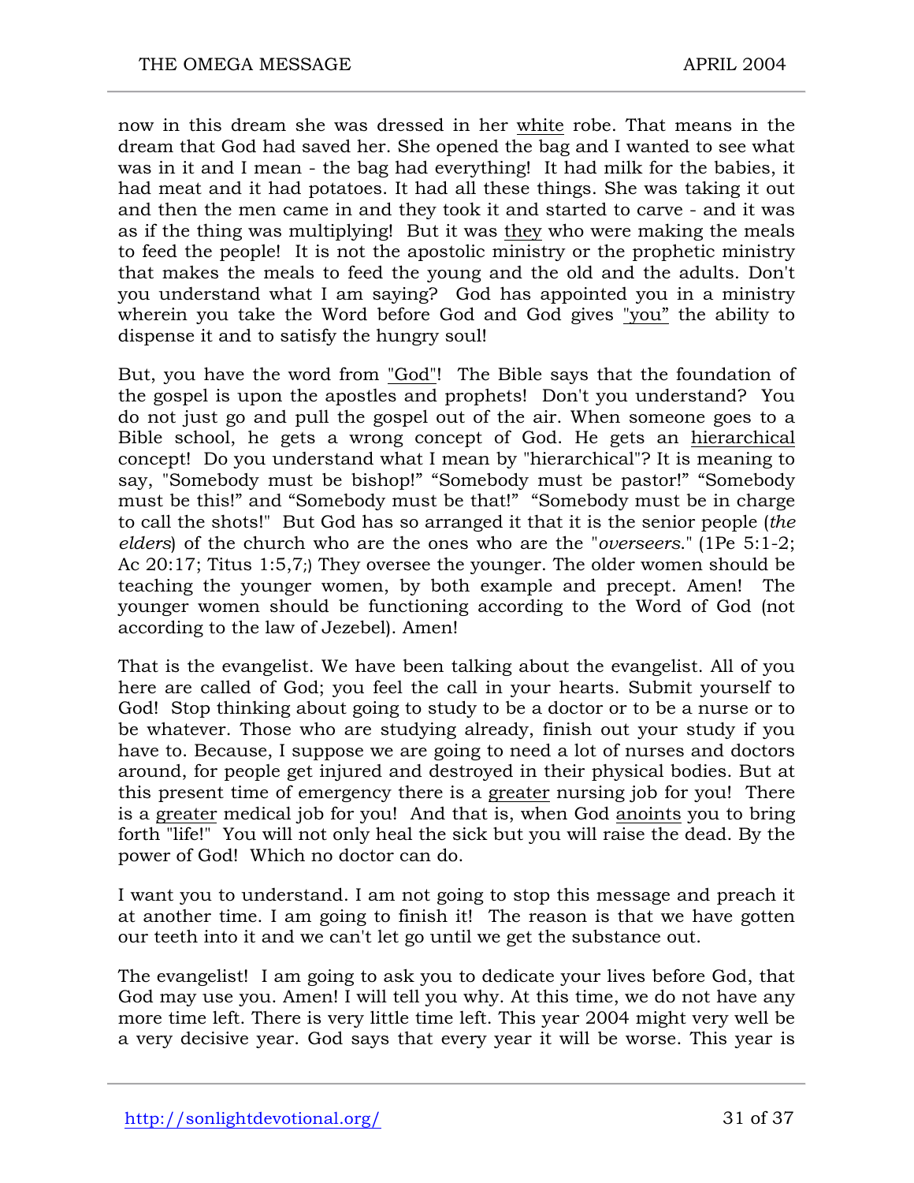now in this dream she was dressed in her white robe. That means in the dream that God had saved her. She opened the bag and I wanted to see what was in it and I mean - the bag had everything! It had milk for the babies, it had meat and it had potatoes. It had all these things. She was taking it out and then the men came in and they took it and started to carve - and it was as if the thing was multiplying! But it was they who were making the meals to feed the people! It is not the apostolic ministry or the prophetic ministry that makes the meals to feed the young and the old and the adults. Don't you understand what I am saying? God has appointed you in a ministry wherein you take the Word before God and God gives "you" the ability to dispense it and to satisfy the hungry soul!

But, you have the word from "God"! The Bible says that the foundation of the gospel is upon the apostles and prophets! Don't you understand? You do not just go and pull the gospel out of the air. When someone goes to a Bible school, he gets a wrong concept of God. He gets an hierarchical concept! Do you understand what I mean by "hierarchical"? It is meaning to say, "Somebody must be bishop!" "Somebody must be pastor!" "Somebody must be this!" and "Somebody must be that!" "Somebody must be in charge to call the shots!" But God has so arranged it that it is the senior people (*the elders*) of the church who are the ones who are the "*overseers*." (1Pe 5:1-2; Ac 20:17; Titus 1:5,7;) They oversee the younger. The older women should be teaching the younger women, by both example and precept. Amen! The younger women should be functioning according to the Word of God (not according to the law of Jezebel). Amen!

That is the evangelist. We have been talking about the evangelist. All of you here are called of God; you feel the call in your hearts. Submit yourself to God! Stop thinking about going to study to be a doctor or to be a nurse or to be whatever. Those who are studying already, finish out your study if you have to. Because, I suppose we are going to need a lot of nurses and doctors around, for people get injured and destroyed in their physical bodies. But at this present time of emergency there is a greater nursing job for you! There is a greater medical job for you! And that is, when God anoints you to bring forth "life!" You will not only heal the sick but you will raise the dead. By the power of God! Which no doctor can do.

I want you to understand. I am not going to stop this message and preach it at another time. I am going to finish it! The reason is that we have gotten our teeth into it and we can't let go until we get the substance out.

The evangelist! I am going to ask you to dedicate your lives before God, that God may use you. Amen! I will tell you why. At this time, we do not have any more time left. There is very little time left. This year 2004 might very well be a very decisive year. God says that every year it will be worse. This year is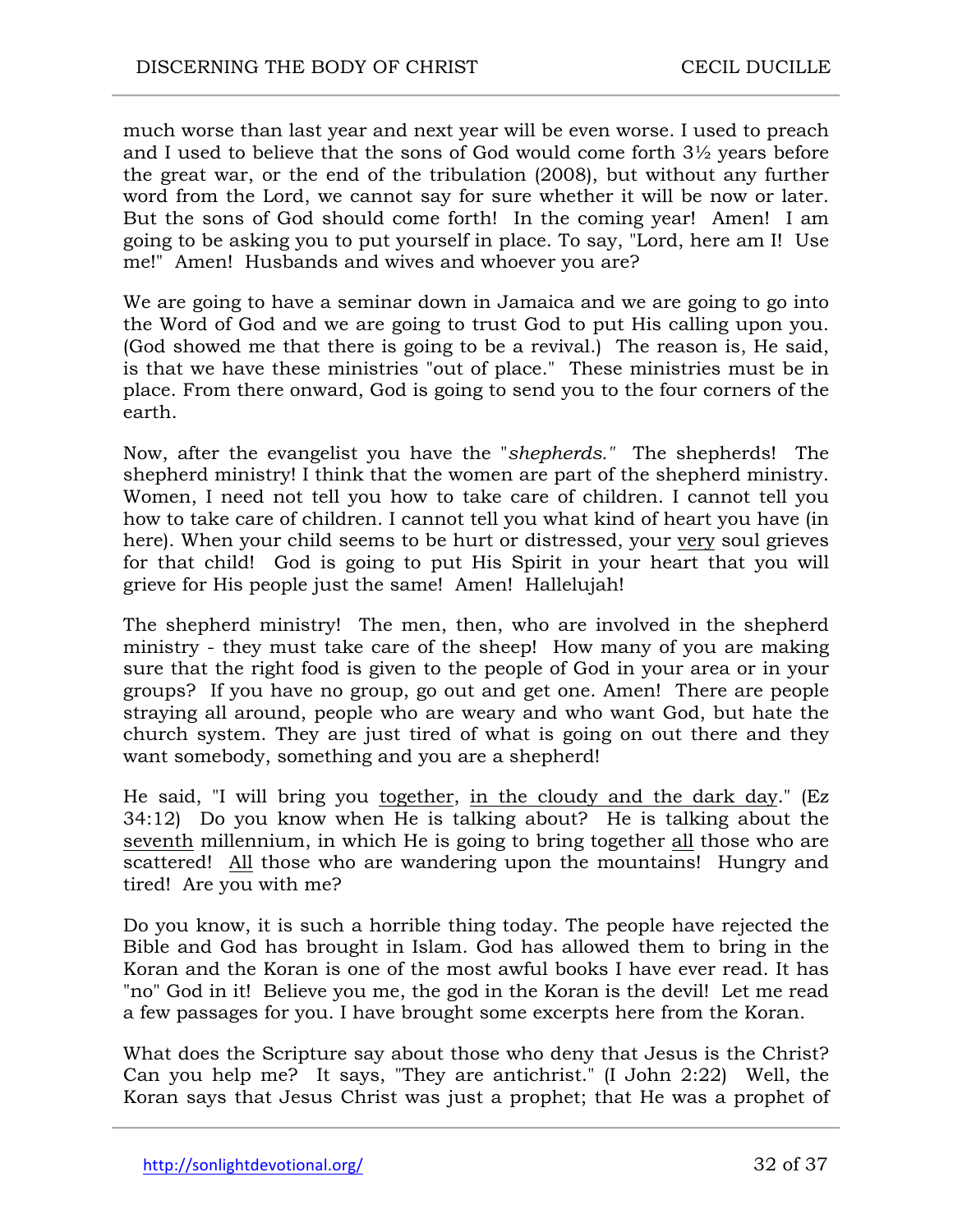much worse than last year and next year will be even worse. I used to preach and I used to believe that the sons of God would come forth 3½ years before the great war, or the end of the tribulation (2008), but without any further word from the Lord, we cannot say for sure whether it will be now or later. But the sons of God should come forth! In the coming year! Amen! I am going to be asking you to put yourself in place. To say, "Lord, here am I! Use me!" Amen! Husbands and wives and whoever you are?

We are going to have a seminar down in Jamaica and we are going to go into the Word of God and we are going to trust God to put His calling upon you. (God showed me that there is going to be a revival.) The reason is, He said, is that we have these ministries "out of place." These ministries must be in place. From there onward, God is going to send you to the four corners of the earth.

Now, after the evangelist you have the "*shepherds.*" The shepherds! The shepherd ministry! I think that the women are part of the shepherd ministry. Women, I need not tell you how to take care of children. I cannot tell you how to take care of children. I cannot tell you what kind of heart you have (in here). When your child seems to be hurt or distressed, your <u>very</u> soul grieves for that child! God is going to put His Spirit in your heart that you will grieve for His people just the same! Amen! Hallelujah!

The shepherd ministry! The men, then, who are involved in the shepherd ministry - they must take care of the sheep! How many of you are making sure that the right food is given to the people of God in your area or in your groups? If you have no group, go out and get one. Amen! There are people straying all around, people who are weary and who want God, but hate the church system. They are just tired of what is going on out there and they want somebody, something and you are a shepherd!

He said, "I will bring you <u>together</u>, <u>in the cloudy and the dark day</u>." (Ez 34:12) Do you know when He is talking about? He is talking about the <u>seventh</u> millennium, in which He is going to bring together <u>all</u> those who are scattered! <u>All</u> those who are wandering upon the mountains! Hungry and tired! Are you with me?

Do you know, it is such a horrible thing today. The people have rejected the Bible and God has brought in Islam. God has allowed them to bring in the Koran and the Koran is one of the most awful books I have ever read. It has "no" God in it! Believe you me, the god in the Koran is the devil! Let me read a few passages for you. I have brought some excerpts here from the Koran.

What does the Scripture say about those who deny that Jesus is the Christ? Can you help me? It says, "They are antichrist." (I John 2:22) Well, the Koran says that Jesus Christ was just a prophet; that He was a prophet of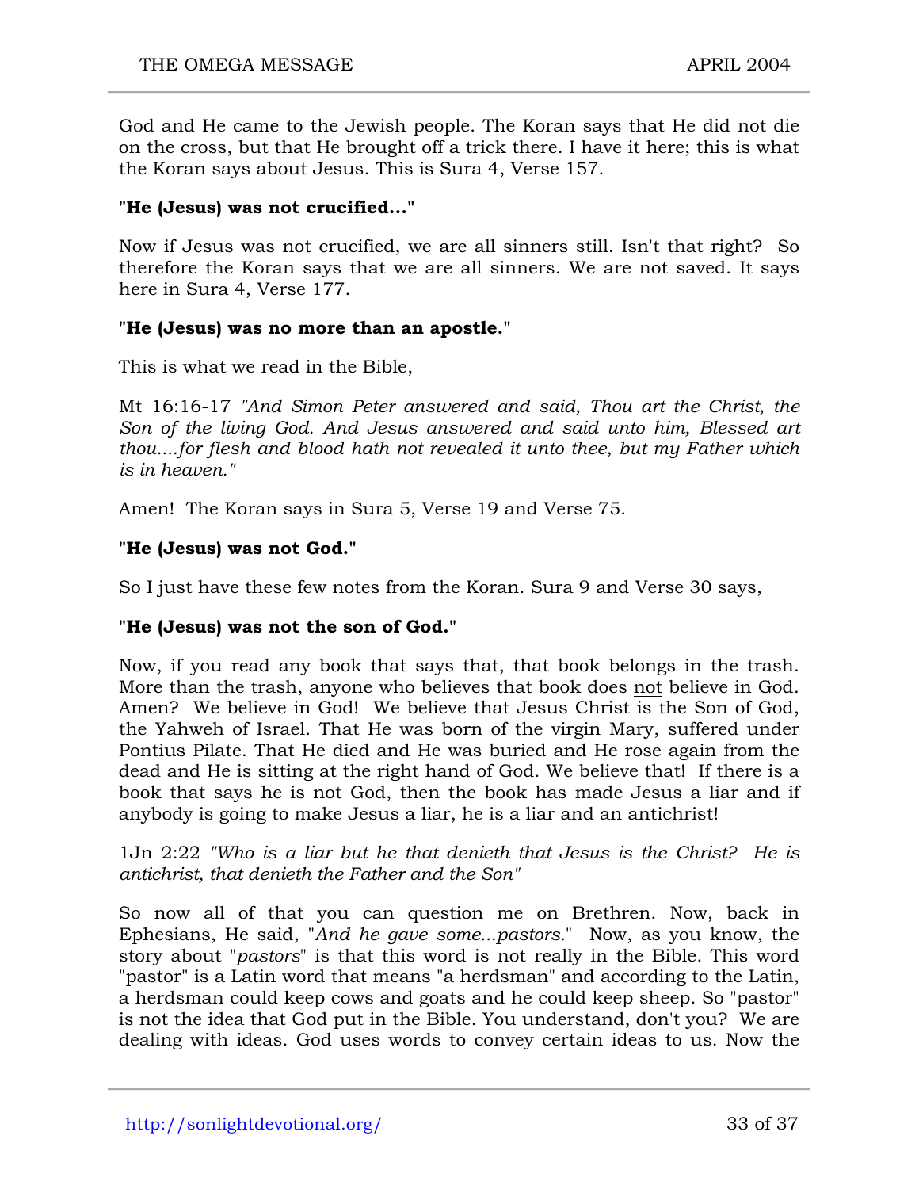God and He came to the Jewish people. The Koran says that He did not die on the cross, but that He brought off a trick there. I have it here; this is what the Koran says about Jesus. This is Sura 4, Verse 157.

**"He (Jesus) was not crucified..."**

Now if Jesus was not crucified, we are all sinners still. Isn't that right? So therefore the Koran says that we are all sinners. We are not saved. It says here in Sura 4, Verse 177.

**"He (Jesus) was no more than an apostle."**

This is what we read in the Bible,

Mt 16:16-17 *"And Simon Peter answered and said, Thou art the Christ, the Son of the living God. And Jesus answered and said unto him, Blessed art thou....for flesh and blood hath not revealed it unto thee, but my Father which is in heaven."*

Amen! The Koran says in Sura 5, Verse 19 and Verse 75.

**"He (Jesus) was not God."**

So I just have these few notes from the Koran. Sura 9 and Verse 30 says,

**"He (Jesus) was not the son of God."**

Now, if you read any book that says that, that book belongs in the trash. More than the trash, anyone who believes that book does <u>not</u> believe in God. Amen? We believe in God! We believe that Jesus Christ is the Son of God, the Yahweh of Israel. That He was born of the virgin Mary, suffered under Pontius Pilate. That He died and He was buried and He rose again from the dead and He is sitting at the right hand of God. We believe that! If there is a book that says he is not God, then the book has made Jesus a liar and if anybody is going to make Jesus a liar, he is a liar and an antichrist!

1Jn 2:22 *"Who is a liar but he that denieth that Jesus is the Christ? He is antichrist, that denieth the Father and the Son"*

So now all of that you can question me on Brethren. Now, back in Ephesians, He said, "*And he gave some...pastors.*" Now, as you know, the story about "*pastors*" is that this word is not really in the Bible. This word "pastor" is a Latin word that means "a herdsman" and according to the Latin, a herdsman could keep cows and goats and he could keep sheep. So "pastor" is not the idea that God put in the Bible. You understand, don't you? We are dealing with ideas. God uses words to convey certain ideas to us. Now the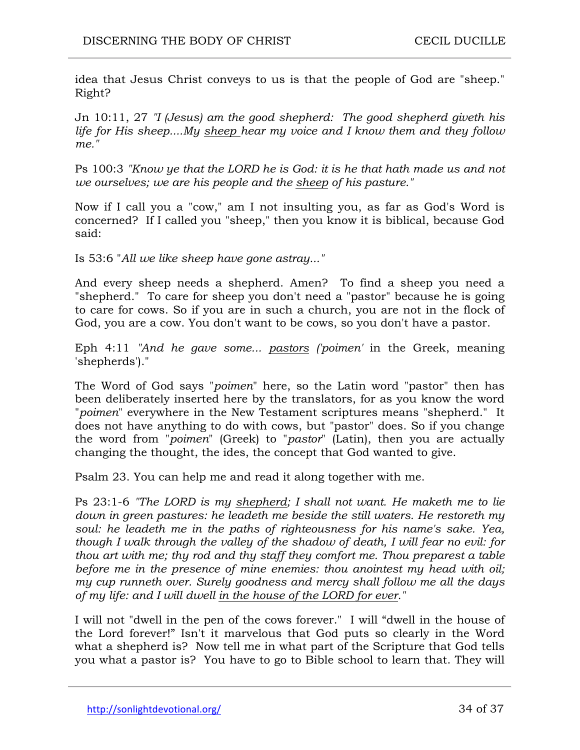idea that Jesus Christ conveys to us is that the people of God are "sheep." Right?

Jn 10:11, 27 *"I (Jesus) am the good shepherd: The good shepherd giveth his life for His sheep....My* <u>*sheep*</u> *hear my voice and I know them and they follow me."*

Ps 100:3 *"Know ye that the LORD he is God: it is he that hath made us and not we ourselves; we are his people and the* <u>*sheep*</u> *of his pasture."*

Now if I call you a "cow," am I not insulting you, as far as God's Word is concerned? If I called you "sheep," then you know it is biblical, because God said:

Is 53:6 "*All we like sheep have gone astray..."*

And every sheep needs a shepherd. Amen? To find a sheep you need a "shepherd." To care for sheep you don't need a "pastor" because he is going to care for cows. So if you are in such a church, you are not in the flock of God, you are a cow. You don't want to be cows, so you don't have a pastor.

Eph 4:11 *"And he gave some...* <u>*pastors*</u> *('poimen'* in the Greek, meaning 'shepherds')."

The Word of God says "*poimen*" here, so the Latin word "pastor" then has been deliberately inserted here by the translators, for as you know the word "*poimen*" everywhere in the New Testament scriptures means "shepherd." It does not have anything to do with cows, but "pastor" does. So if you change the word from "*poimen*" (Greek) to "*pastor*" (Latin), then you are actually changing the thought, the ides, the concept that God wanted to give.

Psalm 23. You can help me and read it along together with me.

Ps 23:1-6 *"The LORD is my* <u>*shepherd;*</u> *I shall not want. He maketh me to lie down in green pastures: he leadeth me beside the still waters. He restoreth my soul: he leadeth me in the paths of righteousness for his name's sake. Yea, though I walk through the valley of the shadow of death, I will fear no evil: for thou art with me; thy rod and thy staff they comfort me. Thou preparest a table before me in the presence of mine enemies: thou anointest my head with oil; my cup runneth over. Surely goodness and mercy shall follow me all the days of my life: and I will dwell* <u>*in the house of the LORD for ever*</u>*."*

I will not "dwell in the pen of the cows forever." I will "dwell in the house of the Lord forever!" Isn't it marvelous that God puts so clearly in the Word what a shepherd is? Now tell me in what part of the Scripture that God tells you what a pastor is? You have to go to Bible school to learn that. They will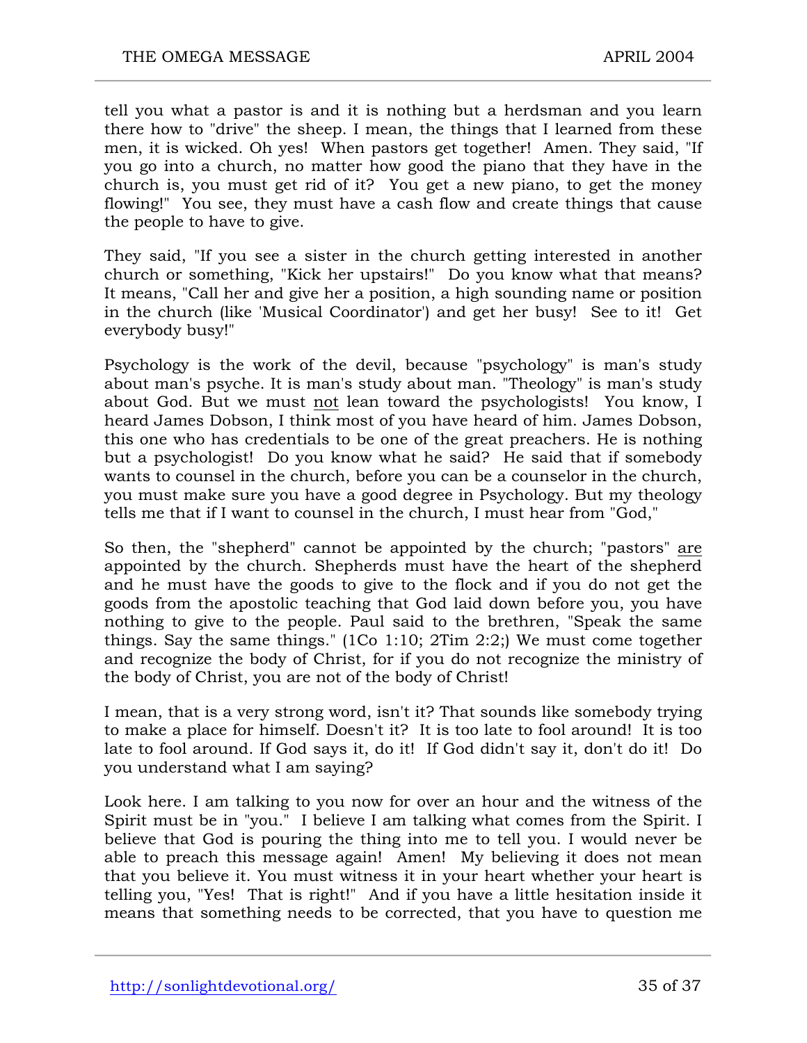tell you what a pastor is and it is nothing but a herdsman and you learn there how to "drive" the sheep. I mean, the things that I learned from these men, it is wicked. Oh yes! When pastors get together! Amen. They said, "If you go into a church, no matter how good the piano that they have in the church is, you must get rid of it? You get a new piano, to get the money flowing!" You see, they must have a cash flow and create things that cause the people to have to give.

They said, "If you see a sister in the church getting interested in another church or something, "Kick her upstairs!" Do you know what that means? It means, "Call her and give her a position, a high sounding name or position in the church (like 'Musical Coordinator') and get her busy! See to it! Get everybody busy!"

Psychology is the work of the devil, because "psychology" is man's study about man's psyche. It is man's study about man. "Theology" is man's study about God. But we must <u>not</u> lean toward the psychologists! You know, I heard James Dobson, I think most of you have heard of him. James Dobson, this one who has credentials to be one of the great preachers. He is nothing but a psychologist! Do you know what he said? He said that if somebody wants to counsel in the church, before you can be a counselor in the church, you must make sure you have a good degree in Psychology. But my theology tells me that if I want to counsel in the church, I must hear from "God,"

So then, the "shepherd" cannot be appointed by the church; "pastors" <u>are</u> appointed by the church. Shepherds must have the heart of the shepherd and he must have the goods to give to the flock and if you do not get the goods from the apostolic teaching that God laid down before you, you have nothing to give to the people. Paul said to the brethren, "Speak the same things. Say the same things." (1Co 1:10; 2Tim 2:2;) We must come together and recognize the body of Christ, for if you do not recognize the ministry of the body of Christ, you are not of the body of Christ!

I mean, that is a very strong word, isn't it? That sounds like somebody trying to make a place for himself. Doesn't it? It is too late to fool around! It is too late to fool around. If God says it, do it! If God didn't say it, don't do it! Do you understand what I am saying?

Look here. I am talking to you now for over an hour and the witness of the Spirit must be in "you." I believe I am talking what comes from the Spirit. I believe that God is pouring the thing into me to tell you. I would never be able to preach this message again! Amen! My believing it does not mean that you believe it. You must witness it in your heart whether your heart is telling you, "Yes! That is right!" And if you have a little hesitation inside it means that something needs to be corrected, that you have to question me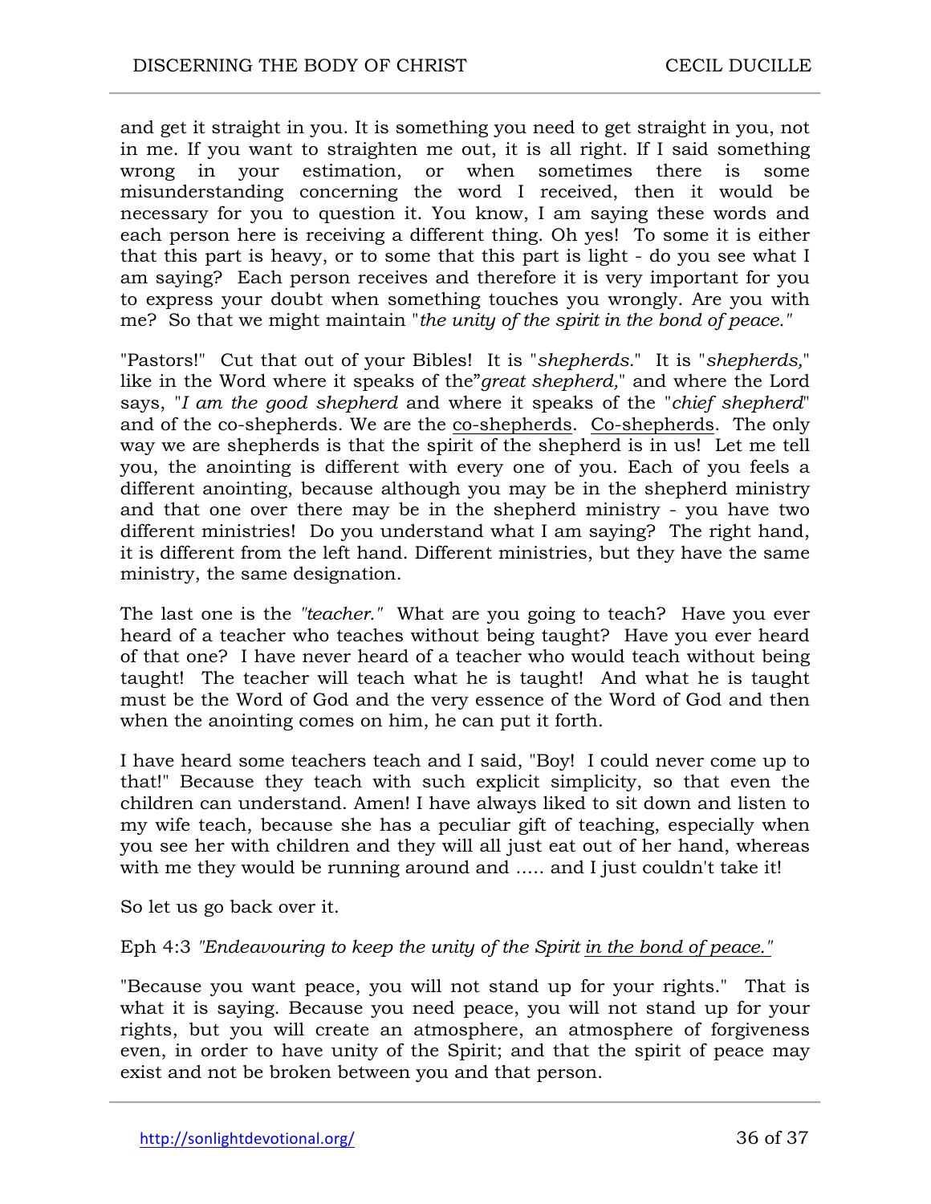and get it straight in you. It is something you need to get straight in you, not in me. If you want to straighten me out, it is all right. If I said something wrong in your estimation, or when sometimes there is some misunderstanding concerning the word I received, then it would be necessary for you to question it. You know, I am saying these words and each person here is receiving a different thing. Oh yes! To some it is either that this part is heavy, or to some that this part is light - do you see what I am saying? Each person receives and therefore it is very important for you to express your doubt when something touches you wrongly. Are you with me? So that we might maintain "*the unity of the spirit in the bond of peace."*

"Pastors!" Cut that out of your Bibles! It is "*shepherds*." It is "*shepherds,*" like in the Word where it speaks of the"*great shepherd,*" and where the Lord says, "*I am the good shepherd* and where it speaks of the "*chief shepherd*" and of the co-shepherds. We are the <u>co-shepherds</u>. <u>Co-shepherds</u>. The only way we are shepherds is that the spirit of the shepherd is in us! Let me tell you, the anointing is different with every one of you. Each of you feels a different anointing, because although you may be in the shepherd ministry and that one over there may be in the shepherd ministry - you have two different ministries! Do you understand what I am saying? The right hand, it is different from the left hand. Different ministries, but they have the same ministry, the same designation.

The last one is the *"teacher."* What are you going to teach? Have you ever heard of a teacher who teaches without being taught? Have you ever heard of that one? I have never heard of a teacher who would teach without being taught! The teacher will teach what he is taught! And what he is taught must be the Word of God and the very essence of the Word of God and then when the anointing comes on him, he can put it forth.

I have heard some teachers teach and I said, "Boy! I could never come up to that!" Because they teach with such explicit simplicity, so that even the children can understand. Amen! I have always liked to sit down and listen to my wife teach, because she has a peculiar gift of teaching, especially when you see her with children and they will all just eat out of her hand, whereas with me they would be running around and ..... and I just couldn't take it!

So let us go back over it.

Eph 4:3 *"Endeavouring to keep the unity of the Spirit <u>in the bond of peace."</u>*

"Because you want peace, you will not stand up for your rights." That is what it is saying. Because you need peace, you will not stand up for your rights, but you will create an atmosphere, an atmosphere of forgiveness even, in order to have unity of the Spirit; and that the spirit of peace may exist and not be broken between you and that person.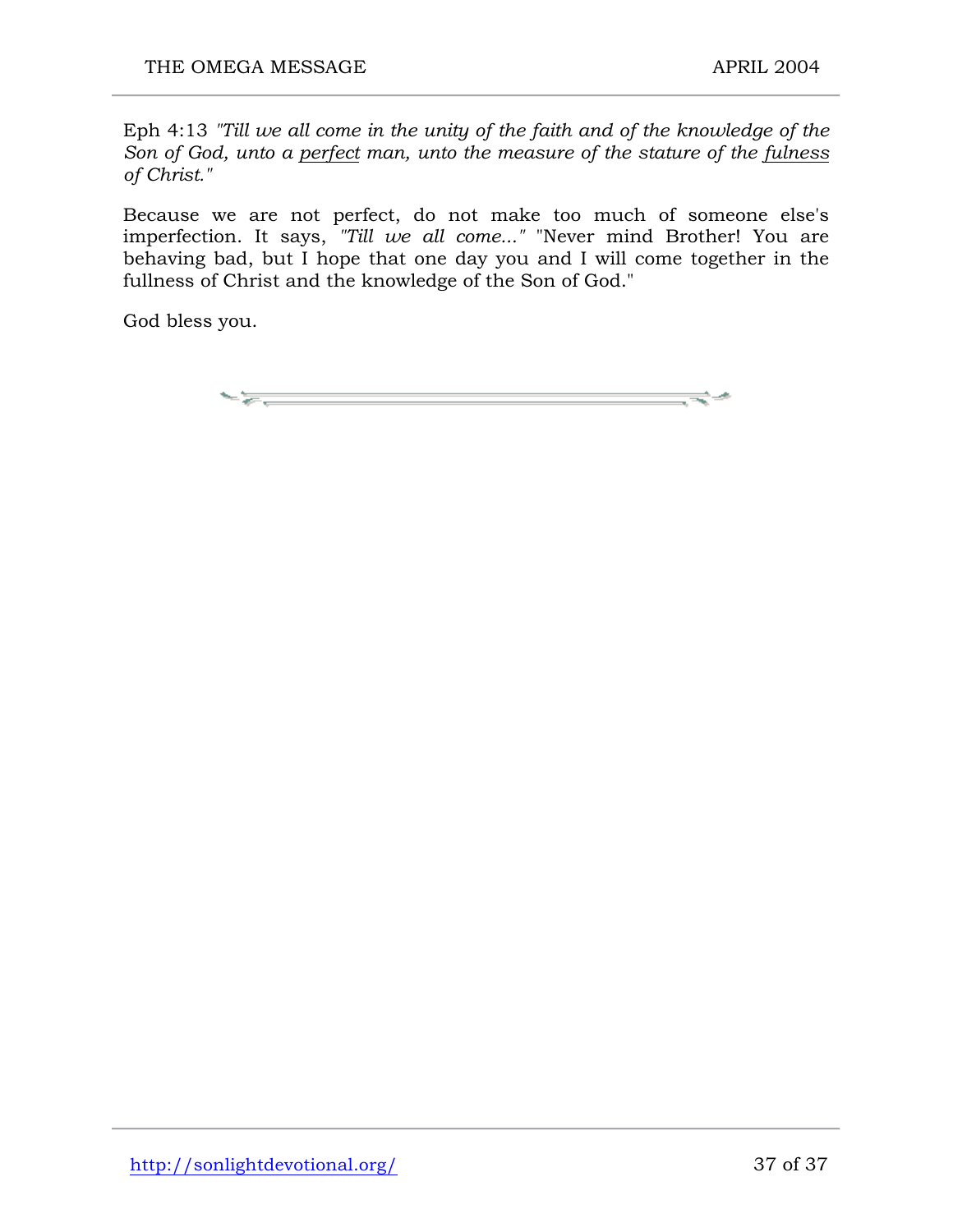Eph 4:13 *"Till we all come in the unity of the faith and of the knowledge of the Son of God, unto a perfect man, unto the measure of the stature of the fulness of Christ."*

Because we are not perfect, do not make too much of someone else's imperfection. It says, *"Till we all come..."* "Never mind Brother! You are behaving bad, but I hope that one day you and I will come together in the fullness of Christ and the knowledge of the Son of God."

God bless you.